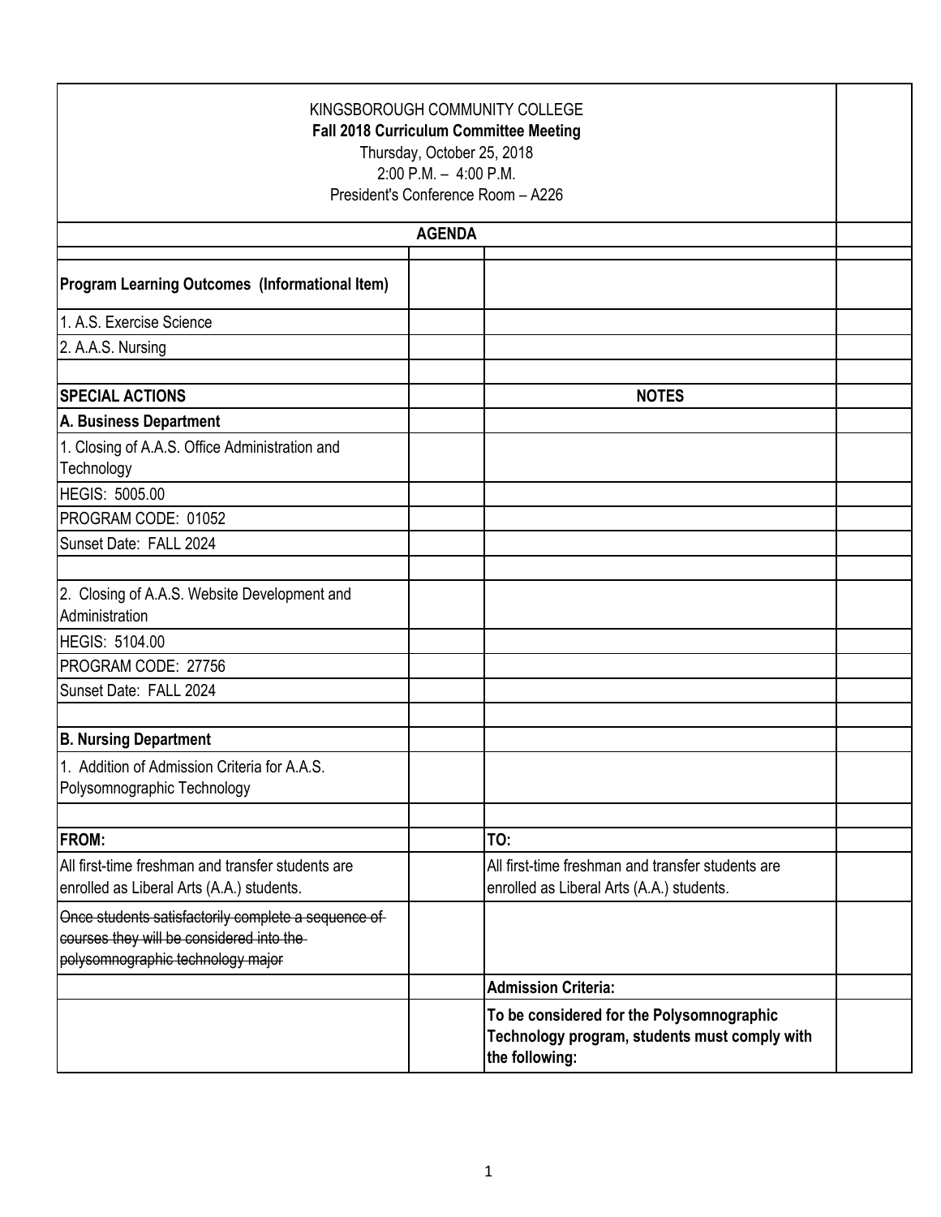KINGSBOROUGH COMMUNITY COLLEGE
**Fall 2018 Curriculum Committee Meeting**
Thursday, October 25, 2018
2:00 P.M. – 4:00 P.M.
President's Conference Room – A226

| **AGENDA** | | | |
|---|---|---|---|
| | | | |
| **Program Learning Outcomes (Informational Item)** | | | |
| 1. A.S. Exercise Science | | | |
| 2. A.A.S. Nursing | | | |
| | | | |
| **SPECIAL ACTIONS** | | **NOTES** | |
| **A. Business Department** | | | |
| 1. Closing of A.A.S. Office Administration and Technology | | | |
| HEGIS: 5005.00 | | | |
| PROGRAM CODE: 01052 | | | |
| Sunset Date: FALL 2024 | | | |
| | | | |
| 2. Closing of A.A.S. Website Development and Administration | | | |
| HEGIS: 5104.00 | | | |
| PROGRAM CODE: 27756 | | | |
| Sunset Date: FALL 2024 | | | |
| | | | |
| **B. Nursing Department** | | | |
| 1. Addition of Admission Criteria for A.A.S. Polysomnographic Technology | | | |
| | | | |
| **FROM:** | | **TO:** | |
| All first-time freshman and transfer students are enrolled as Liberal Arts (A.A.) students. | | All first-time freshman and transfer students are enrolled as Liberal Arts (A.A.) students. | |
| ~~Once students satisfactorily complete a sequence of courses they will be considered into the polysomnographic technology major~~ | | | |
| | | **Admission Criteria:** | |
| | | **To be considered for the Polysomnographic Technology program, students must comply with the following:** | |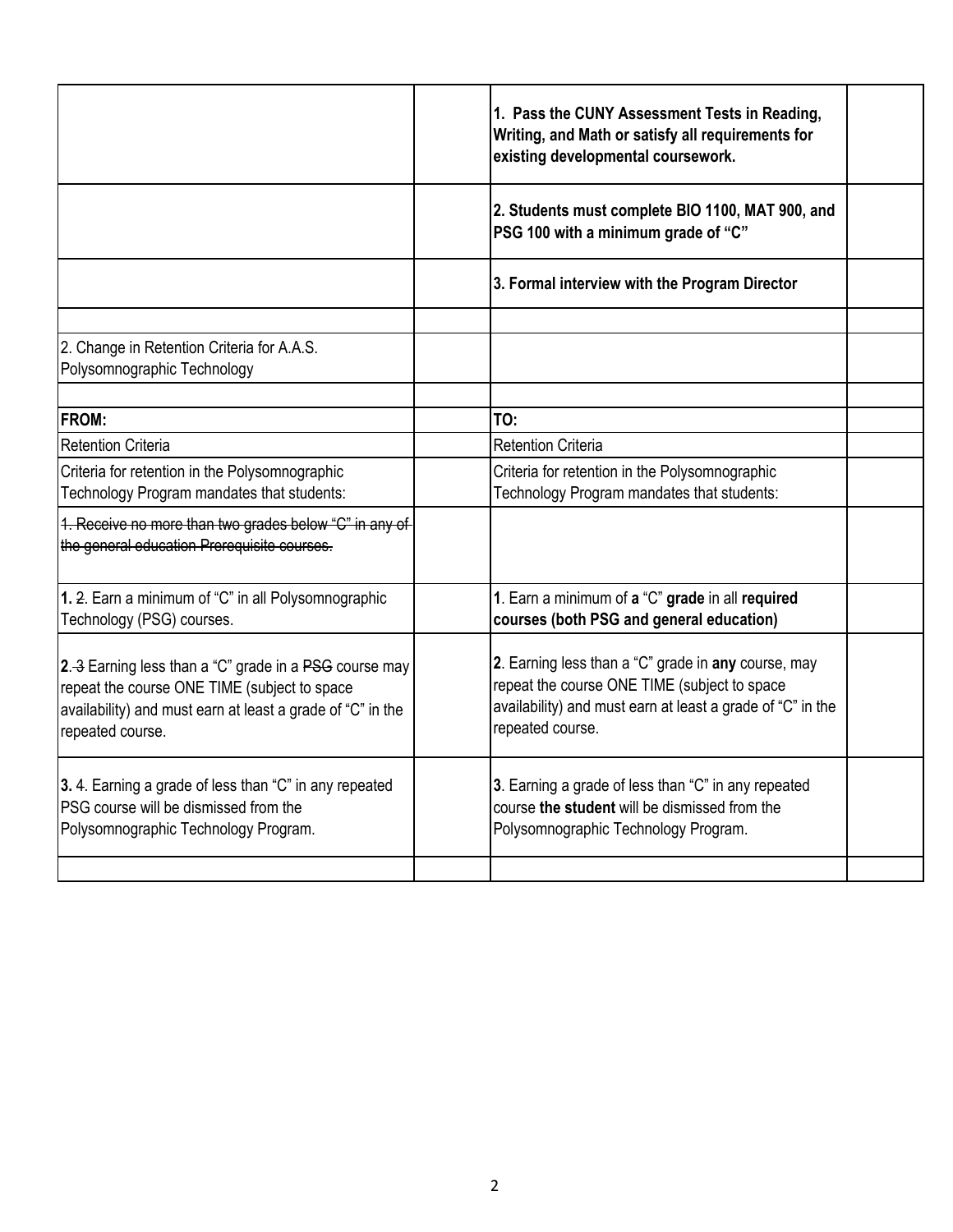| | | | |
|---|---|---|---|
| | | **1. Pass the CUNY Assessment Tests in Reading, Writing, and Math or satisfy all requirements for existing developmental coursework.** | |
| | | **2. Students must complete BIO 1100, MAT 900, and PSG 100 with a minimum grade of "C"** | |
| | | **3. Formal interview with the Program Director** | |
| | | | |
| 2. Change in Retention Criteria for A.A.S. Polysomnographic Technology | | | |
| | | | |
| **FROM:** | | **TO:** | |
| Retention Criteria | | Retention Criteria | |
| Criteria for retention in the Polysomnographic Technology Program mandates that students: | | Criteria for retention in the Polysomnographic Technology Program mandates that students: | |
| ~~1. Receive no more than two grades below "C" in any of the general education Prerequisite courses.~~ | | | |
| **1.** ~~2~~. Earn a minimum of "C" in all Polysomnographic Technology (PSG) courses. | | 1. Earn a minimum of **a** "C" **grade** in all **required courses (both PSG and general education)** | |
| **2**. ~~3~~ Earning less than a "C" grade in a ~~PSG~~ course may repeat the course ONE TIME (subject to space availability) and must earn at least a grade of "C" in the repeated course. | | **2**. Earning less than a "C" grade in **any** course, may repeat the course ONE TIME (subject to space availability) and must earn at least a grade of "C" in the repeated course. | |
| **3.** ~~4~~. Earning a grade of less than "C" in any repeated PSG course will be dismissed from the Polysomnographic Technology Program. | | **3**. Earning a grade of less than "C" in any repeated course **the student** will be dismissed from the Polysomnographic Technology Program. | |
| | | | |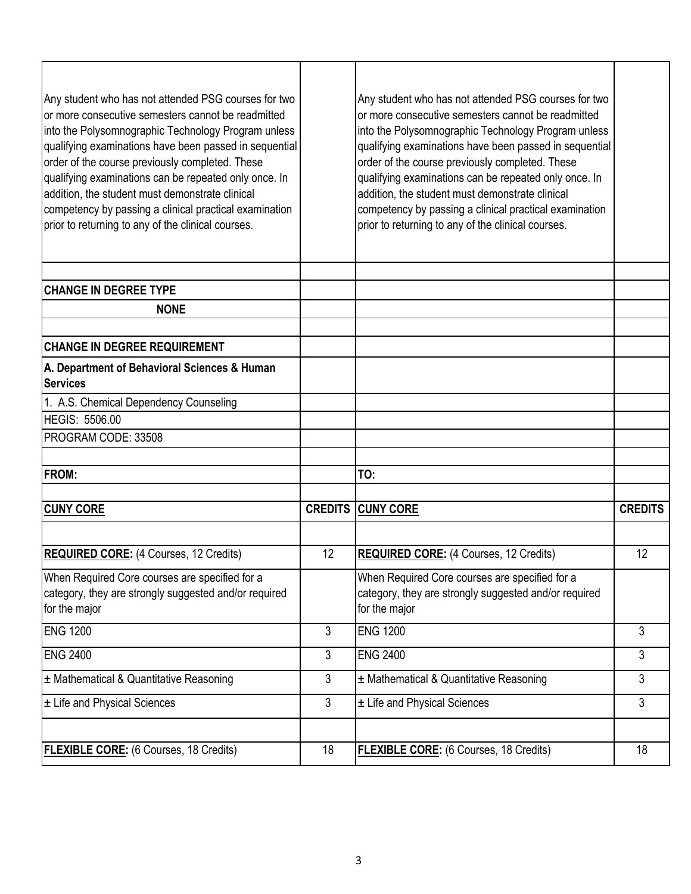| | | | |
|---|---|---|---|
| Any student who has not attended PSG courses for two or more consecutive semesters cannot be readmitted into the Polysomnographic Technology Program unless qualifying examinations have been passed in sequential order of the course previously completed. These qualifying examinations can be repeated only once. In addition, the student must demonstrate clinical competency by passing a clinical practical examination prior to returning to any of the clinical courses. | | Any student who has not attended PSG courses for two or more consecutive semesters cannot be readmitted into the Polysomnographic Technology Program unless qualifying examinations have been passed in sequential order of the course previously completed. These qualifying examinations can be repeated only once. In addition, the student must demonstrate clinical competency by passing a clinical practical examination prior to returning to any of the clinical courses. | |
| | | | |
| **CHANGE IN DEGREE TYPE** | | | |
| **NONE** | | | |
| | | | |
| **CHANGE IN DEGREE REQUIREMENT** | | | |
| **A. Department of Behavioral Sciences & Human Services** | | | |
| 1. A.S. Chemical Dependency Counseling | | | |
| HEGIS: 5506.00 | | | |
| PROGRAM CODE: 33508 | | | |
| | | | |
| **FROM:** | | **TO:** | |
| | | | |
| **CUNY CORE** | **CREDITS** | **CUNY CORE** | **CREDITS** |
| | | | |
| **REQUIRED CORE:** (4 Courses, 12 Credits) | 12 | **REQUIRED CORE:** (4 Courses, 12 Credits) | 12 |
| When Required Core courses are specified for a category, they are strongly suggested and/or required for the major | | When Required Core courses are specified for a category, they are strongly suggested and/or required for the major | |
| ENG 1200 | 3 | ENG 1200 | 3 |
| ENG 2400 | 3 | ENG 2400 | 3 |
| ± Mathematical & Quantitative Reasoning | 3 | ± Mathematical & Quantitative Reasoning | 3 |
| ± Life and Physical Sciences | 3 | ± Life and Physical Sciences | 3 |
| | | | |
| **FLEXIBLE CORE:** (6 Courses, 18 Credits) | 18 | **FLEXIBLE CORE:** (6 Courses, 18 Credits) | 18 |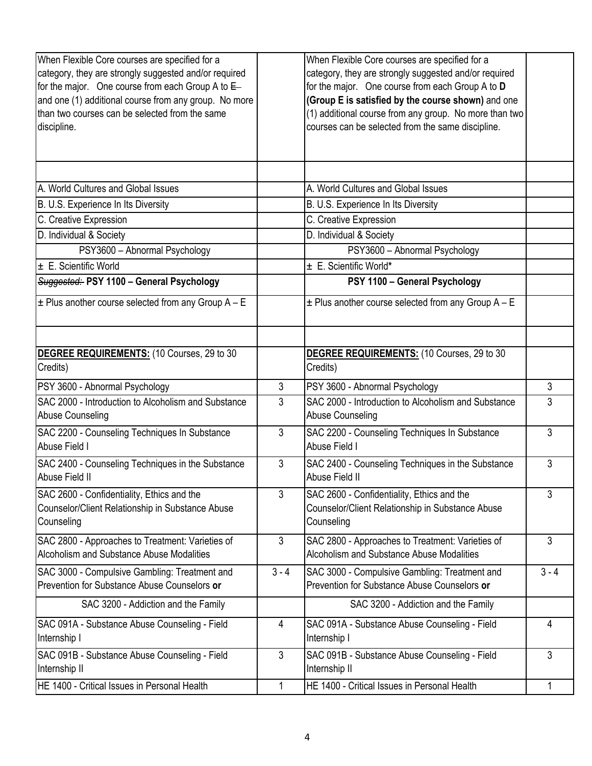| | | | |
|---|---|---|---|
| When Flexible Core courses are specified for a category, they are strongly suggested and/or required for the major. One course from each Group A to ~~E~~ and one (1) additional course from any group. No more than two courses can be selected from the same discipline. | | When Flexible Core courses are specified for a category, they are strongly suggested and/or required for the major. One course from each Group A to **D (Group E is satisfied by the course shown)** and one (1) additional course from any group. No more than two courses can be selected from the same discipline. | |
| | | | |
| A. World Cultures and Global Issues | | A. World Cultures and Global Issues | |
| B. U.S. Experience In Its Diversity | | B. U.S. Experience In Its Diversity | |
| C. Creative Expression | | C. Creative Expression | |
| D. Individual & Society | | D. Individual & Society | |
| PSY3600 – Abnormal Psychology | | PSY3600 – Abnormal Psychology | |
| ± E. Scientific World | | ± E. Scientific World* | |
| ~~*Suggested:*~~ **PSY 1100 – General Psychology** | | **PSY 1100 – General Psychology** | |
| ± Plus another course selected from any Group A – E | | ± Plus another course selected from any Group A – E | |
| | | | |
| **DEGREE REQUIREMENTS:** (10 Courses, 29 to 30 Credits) | | **DEGREE REQUIREMENTS:** (10 Courses, 29 to 30 Credits) | |
| PSY 3600 - Abnormal Psychology | 3 | PSY 3600 - Abnormal Psychology | 3 |
| SAC 2000 - Introduction to Alcoholism and Substance Abuse Counseling | 3 | SAC 2000 - Introduction to Alcoholism and Substance Abuse Counseling | 3 |
| SAC 2200 - Counseling Techniques In Substance Abuse Field I | 3 | SAC 2200 - Counseling Techniques In Substance Abuse Field I | 3 |
| SAC 2400 - Counseling Techniques in the Substance Abuse Field II | 3 | SAC 2400 - Counseling Techniques in the Substance Abuse Field II | 3 |
| SAC 2600 - Confidentiality, Ethics and the Counselor/Client Relationship in Substance Abuse Counseling | 3 | SAC 2600 - Confidentiality, Ethics and the Counselor/Client Relationship in Substance Abuse Counseling | 3 |
| SAC 2800 - Approaches to Treatment: Varieties of Alcoholism and Substance Abuse Modalities | 3 | SAC 2800 - Approaches to Treatment: Varieties of Alcoholism and Substance Abuse Modalities | 3 |
| SAC 3000 - Compulsive Gambling: Treatment and Prevention for Substance Abuse Counselors **or** | 3 - 4 | SAC 3000 - Compulsive Gambling: Treatment and Prevention for Substance Abuse Counselors **or** | 3 - 4 |
| SAC 3200 - Addiction and the Family | | SAC 3200 - Addiction and the Family | |
| SAC 091A - Substance Abuse Counseling - Field Internship I | 4 | SAC 091A - Substance Abuse Counseling - Field Internship I | 4 |
| SAC 091B - Substance Abuse Counseling - Field Internship II | 3 | SAC 091B - Substance Abuse Counseling - Field Internship II | 3 |
| HE 1400 - Critical Issues in Personal Health | 1 | HE 1400 - Critical Issues in Personal Health | 1 |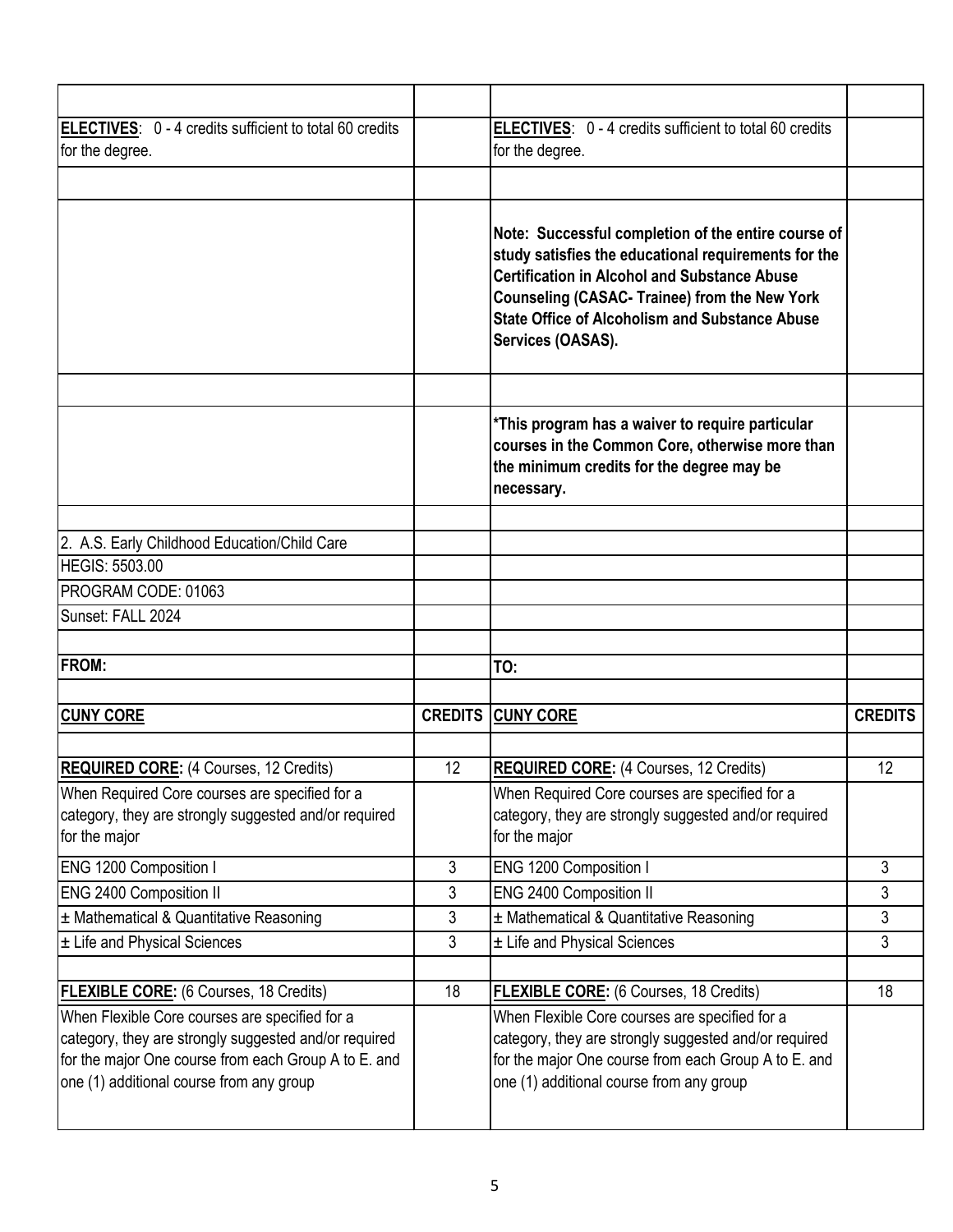| | | | |
|---|---|---|---|
| **ELECTIVES**: 0 - 4 credits sufficient to total 60 credits for the degree. | | **ELECTIVES**: 0 - 4 credits sufficient to total 60 credits for the degree. | |
| | | | |
| | | **Note: Successful completion of the entire course of study satisfies the educational requirements for the Certification in Alcohol and Substance Abuse Counseling (CASAC- Trainee) from the New York State Office of Alcoholism and Substance Abuse Services (OASAS).** | |
| | | | |
| | | ***This program has a waiver to require particular courses in the Common Core, otherwise more than the minimum credits for the degree may be necessary.** | |
| | | | |
| 2. A.S. Early Childhood Education/Child Care | | | |
| HEGIS: 5503.00 | | | |
| PROGRAM CODE: 01063 | | | |
| Sunset: FALL 2024 | | | |
| | | | |
| **FROM:** | | **TO:** | |
| | | | |
| **CUNY CORE** | **CREDITS** | **CUNY CORE** | **CREDITS** |
| | | | |
| **REQUIRED CORE:** (4 Courses, 12 Credits) | 12 | **REQUIRED CORE:** (4 Courses, 12 Credits) | 12 |
| When Required Core courses are specified for a category, they are strongly suggested and/or required for the major | | When Required Core courses are specified for a category, they are strongly suggested and/or required for the major | |
| ENG 1200 Composition I | 3 | ENG 1200 Composition I | 3 |
| ENG 2400 Composition II | 3 | ENG 2400 Composition II | 3 |
| ± Mathematical & Quantitative Reasoning | 3 | ± Mathematical & Quantitative Reasoning | 3 |
| ± Life and Physical Sciences | 3 | ± Life and Physical Sciences | 3 |
| | | | |
| **FLEXIBLE CORE:** (6 Courses, 18 Credits) | 18 | **FLEXIBLE CORE:** (6 Courses, 18 Credits) | 18 |
| When Flexible Core courses are specified for a category, they are strongly suggested and/or required for the major One course from each Group A to E. and one (1) additional course from any group | | When Flexible Core courses are specified for a category, they are strongly suggested and/or required for the major One course from each Group A to E. and one (1) additional course from any group | |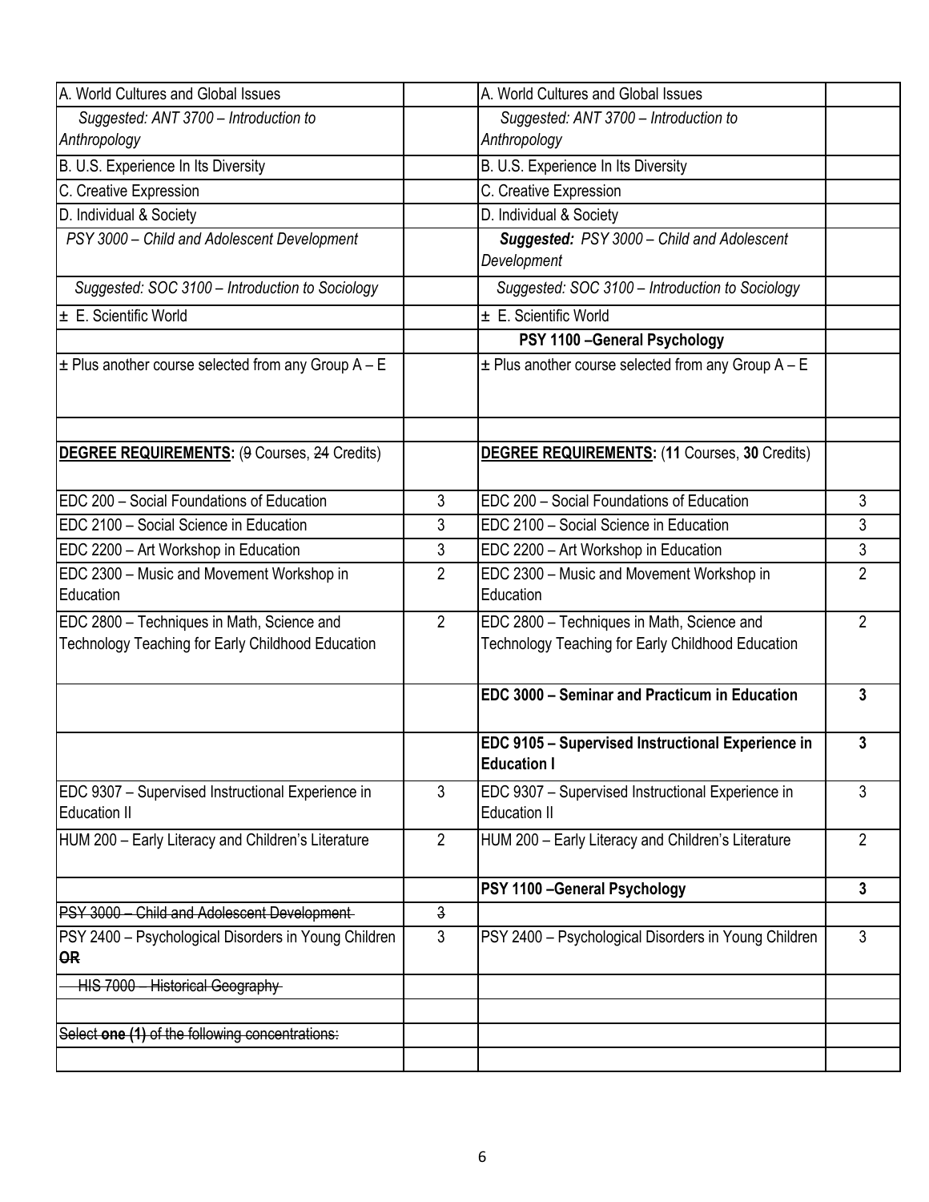| A. World Cultures and Global Issues | | A. World Cultures and Global Issues | |
|---|---|---|---|
| *Suggested: ANT 3700 – Introduction to Anthropology* | | *Suggested: ANT 3700 – Introduction to Anthropology* | |
| B. U.S. Experience In Its Diversity | | B. U.S. Experience In Its Diversity | |
| C. Creative Expression | | C. Creative Expression | |
| D. Individual & Society | | D. Individual & Society | |
| *PSY 3000 – Child and Adolescent Development* | | ***Suggested:*** *PSY 3000 – Child and Adolescent Development* | |
| *Suggested: SOC 3100 – Introduction to Sociology* | | *Suggested: SOC 3100 – Introduction to Sociology* | |
| ± E. Scientific World | | ± E. Scientific World | |
| | | **PSY 1100 –General Psychology** | |
| ± Plus another course selected from any Group A – E | | ± Plus another course selected from any Group A – E | |
| | | | |
| **DEGREE REQUIREMENTS:** (~~9~~ Courses, ~~24~~ Credits) | | **DEGREE REQUIREMENTS:** (**11** Courses, **30** Credits) | |
| EDC 200 – Social Foundations of Education | 3 | EDC 200 – Social Foundations of Education | 3 |
| EDC 2100 – Social Science in Education | 3 | EDC 2100 – Social Science in Education | 3 |
| EDC 2200 – Art Workshop in Education | 3 | EDC 2200 – Art Workshop in Education | 3 |
| EDC 2300 – Music and Movement Workshop in Education | 2 | EDC 2300 – Music and Movement Workshop in Education | 2 |
| EDC 2800 – Techniques in Math, Science and Technology Teaching for Early Childhood Education | 2 | EDC 2800 – Techniques in Math, Science and Technology Teaching for Early Childhood Education | 2 |
| | | **EDC 3000 – Seminar and Practicum in Education** | **3** |
| | | **EDC 9105 – Supervised Instructional Experience in Education I** | **3** |
| EDC 9307 – Supervised Instructional Experience in Education II | 3 | EDC 9307 – Supervised Instructional Experience in Education II | 3 |
| HUM 200 – Early Literacy and Children's Literature | 2 | HUM 200 – Early Literacy and Children's Literature | 2 |
| | | **PSY 1100 –General Psychology** | **3** |
| ~~PSY 3000 – Child and Adolescent Development~~ | ~~3~~ | | |
| PSY 2400 – Psychological Disorders in Young Children ~~**OR**~~ | 3 | PSY 2400 – Psychological Disorders in Young Children | 3 |
| ~~HIS 7000 – Historical Geography~~ | | | |
| | | | |
| ~~Select **one (1)** of the following concentrations:~~ | | | |
| | | | |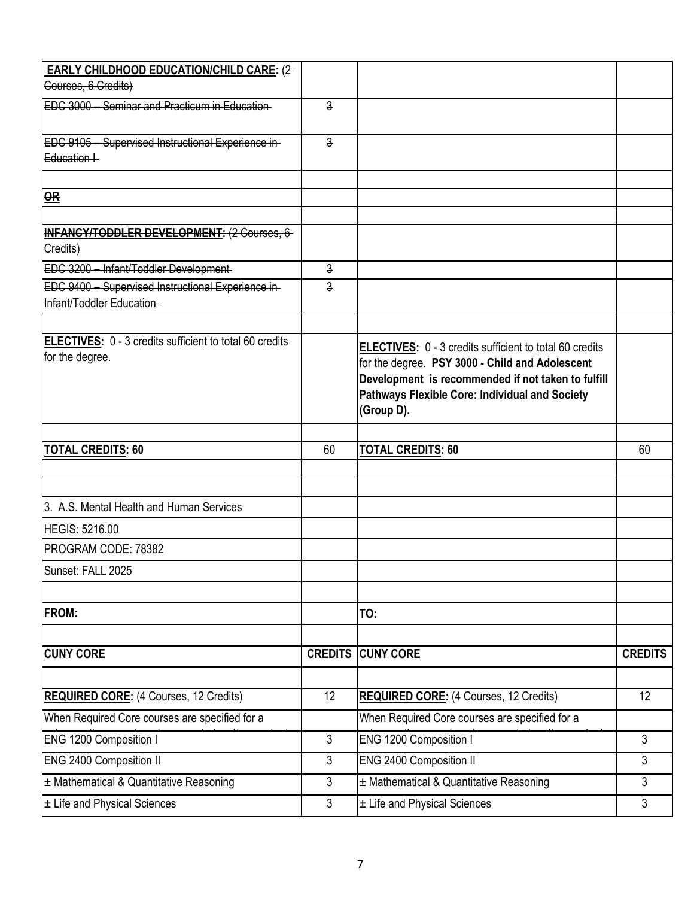| ~~**EARLY CHILDHOOD EDUCATION/CHILD CARE:** (2 Courses, 6 Credits)~~ | | | |
|---|---|---|---|
| ~~EDC 3000 – Seminar and Practicum in Education~~ | ~~3~~ | | |
| ~~EDC 9105 – Supervised Instructional Experience in Education I~~ | ~~3~~ | | |
| | | | |
| ~~**OR**~~ | | | |
| | | | |
| ~~**INFANCY/TODDLER DEVELOPMENT:** (2 Courses, 6 Credits)~~ | | | |
| ~~EDC 3200 – Infant/Toddler Development~~ | ~~3~~ | | |
| ~~EDC 9400 – Supervised Instructional Experience in Infant/Toddler Education~~ | ~~3~~ | | |
| | | | |
| **ELECTIVES:** 0 - 3 credits sufficient to total 60 credits for the degree. | | **ELECTIVES:** 0 - 3 credits sufficient to total 60 credits for the degree. **PSY 3000 - Child and Adolescent Development is recommended if not taken to fulfill Pathways Flexible Core: Individual and Society (Group D).** | |
| | | | |
| **TOTAL CREDITS: 60** | 60 | **TOTAL CREDITS: 60** | 60 |
| | | | |
| | | | |
| 3. A.S. Mental Health and Human Services | | | |
| HEGIS: 5216.00 | | | |
| PROGRAM CODE: 78382 | | | |
| Sunset: FALL 2025 | | | |
| | | | |
| **FROM:** | | **TO:** | |
| | | | |
| **CUNY CORE** | **CREDITS** | **CUNY CORE** | **CREDITS** |
| | | | |
| **REQUIRED CORE:** (4 Courses, 12 Credits) | 12 | **REQUIRED CORE:** (4 Courses, 12 Credits) | 12 |
| When Required Core courses are specified for a | | When Required Core courses are specified for a | |
| ENG 1200 Composition I | 3 | ENG 1200 Composition I | 3 |
| ENG 2400 Composition II | 3 | ENG 2400 Composition II | 3 |
| ± Mathematical & Quantitative Reasoning | 3 | ± Mathematical & Quantitative Reasoning | 3 |
| ± Life and Physical Sciences | 3 | ± Life and Physical Sciences | 3 |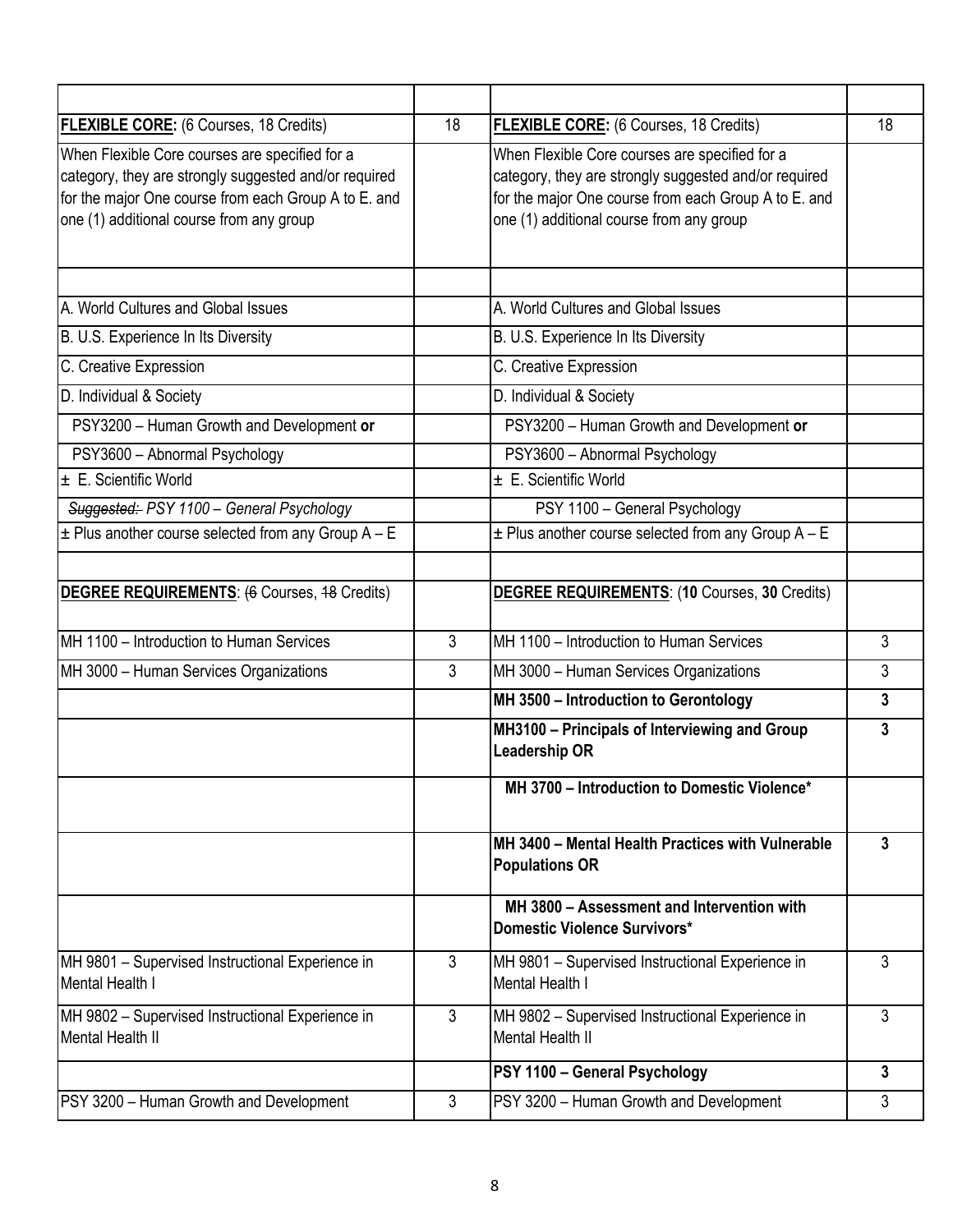| | | | |
|---|---|---|---|
| **FLEXIBLE CORE:** (6 Courses, 18 Credits) | 18 | **FLEXIBLE CORE:** (6 Courses, 18 Credits) | 18 |
| When Flexible Core courses are specified for a category, they are strongly suggested and/or required for the major One course from each Group A to E. and one (1) additional course from any group | | When Flexible Core courses are specified for a category, they are strongly suggested and/or required for the major One course from each Group A to E. and one (1) additional course from any group | |
| | | | |
| A. World Cultures and Global Issues | | A. World Cultures and Global Issues | |
| B. U.S. Experience In Its Diversity | | B. U.S. Experience In Its Diversity | |
| C. Creative Expression | | C. Creative Expression | |
| D. Individual & Society | | D. Individual & Society | |
| PSY3200 – Human Growth and Development **or** | | PSY3200 – Human Growth and Development **or** | |
| PSY3600 – Abnormal Psychology | | PSY3600 – Abnormal Psychology | |
| ± E. Scientific World | | ± E. Scientific World | |
| *~~Suggested:~~ PSY 1100 – General Psychology* | | PSY 1100 – General Psychology | |
| ± Plus another course selected from any Group A – E | | ± Plus another course selected from any Group A – E | |
| | | | |
| **DEGREE REQUIREMENTS**: (~~6~~ Courses, ~~18~~ Credits) | | **DEGREE REQUIREMENTS**: (**10** Courses, **30** Credits) | |
| MH 1100 – Introduction to Human Services | 3 | MH 1100 – Introduction to Human Services | 3 |
| MH 3000 – Human Services Organizations | 3 | MH 3000 – Human Services Organizations | 3 |
| | | **MH 3500 – Introduction to Gerontology** | **3** |
| | | **MH3100 – Principals of Interviewing and Group Leadership OR** | **3** |
| | | **MH 3700 – Introduction to Domestic Violence*** | |
| | | **MH 3400 – Mental Health Practices with Vulnerable Populations OR** | **3** |
| | | **MH 3800 – Assessment and Intervention with Domestic Violence Survivors*** | |
| MH 9801 – Supervised Instructional Experience in Mental Health I | 3 | MH 9801 – Supervised Instructional Experience in Mental Health I | 3 |
| MH 9802 – Supervised Instructional Experience in Mental Health II | 3 | MH 9802 – Supervised Instructional Experience in Mental Health II | 3 |
| | | **PSY 1100 – General Psychology** | **3** |
| PSY 3200 – Human Growth and Development | 3 | PSY 3200 – Human Growth and Development | 3 |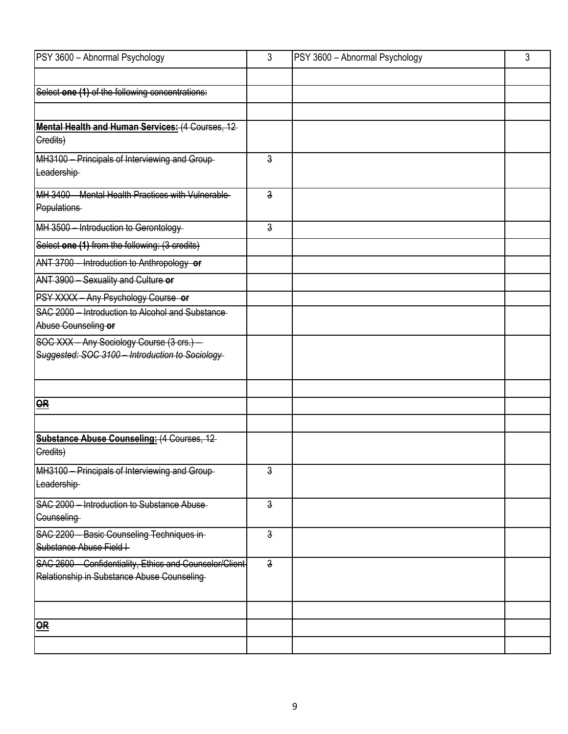| PSY 3600 – Abnormal Psychology | 3 | PSY 3600 – Abnormal Psychology | 3 |
|---|---|---|---|
| | | | |
| ~~Select **one (1)** of the following concentrations:~~ | | | |
| | | | |
| ~~**Mental Health and Human Services:** (4 Courses, 12 Credits)~~ | | | |
| ~~MH3100 – Principals of Interviewing and Group Leadership~~ | ~~3~~ | | |
| ~~MH 3400 – Mental Health Practices with Vulnerable Populations~~ | ~~3~~ | | |
| ~~MH 3500 – Introduction to Gerontology~~ | ~~3~~ | | |
| ~~Select **one (1)** from the following: (3 credits)~~ | | | |
| ~~ANT 3700 – Introduction to Anthropology **or**~~ | | | |
| ~~ANT 3900 – Sexuality and Culture **or**~~ | | | |
| ~~PSY XXXX – Any Psychology Course **or**~~ | | | |
| ~~SAC 2000 – Introduction to Alcohol and Substance Abuse Counseling **or**~~ | | | |
| ~~SOC XXX – Any Sociology Course (3 crs.) – *Suggested: SOC 3100 – Introduction to Sociology*~~ | | | |
| | | | |
| ~~**OR**~~ | | | |
| | | | |
| ~~**Substance Abuse Counseling:** (4 Courses, 12 Credits)~~ | | | |
| ~~MH3100 – Principals of Interviewing and Group Leadership~~ | ~~3~~ | | |
| ~~SAC 2000 – Introduction to Substance Abuse Counseling~~ | ~~3~~ | | |
| ~~SAC 2200 – Basic Counseling Techniques in Substance Abuse Field I~~ | ~~3~~ | | |
| ~~SAC 2600 – Confidentiality, Ethics and Counselor/Client Relationship in Substance Abuse Counseling~~ | ~~3~~ | | |
| | | | |
| ~~**OR**~~ | | | |
| | | | |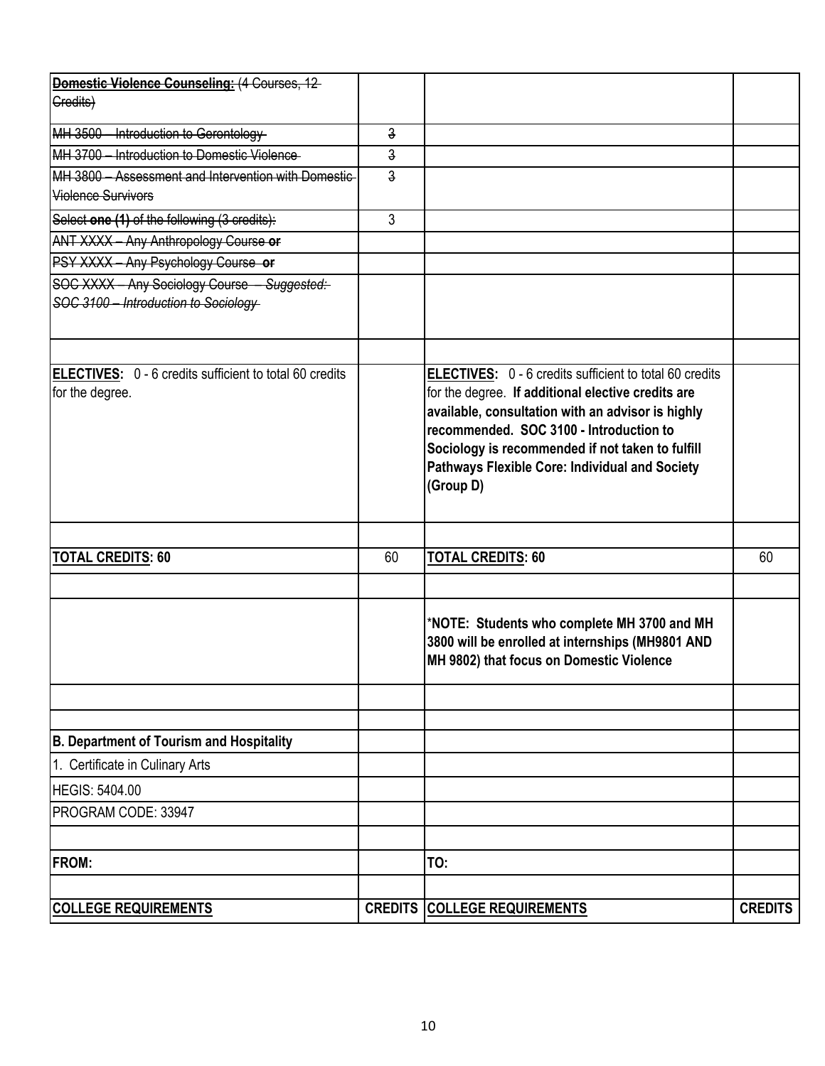| ~~**Domestic Violence Counseling:** (4 Courses, 12 Credits)~~ | | | |
|---|---|---|---|
| ~~MH 3500 – Introduction to Gerontology~~ | ~~3~~ | | |
| ~~MH 3700 – Introduction to Domestic Violence~~ | ~~3~~ | | |
| ~~MH 3800 – Assessment and Intervention with Domestic Violence Survivors~~ | ~~3~~ | | |
| ~~Select **one (1)** of the following (3 credits):~~ | 3 | | |
| ~~ANT XXXX – Any Anthropology Course **or**~~ | | | |
| ~~PSY XXXX – Any Psychology Course **or**~~ | | | |
| ~~SOC XXXX – Any Sociology Course – *Suggested: SOC 3100 – Introduction to Sociology*~~ | | | |
| | | | |
| **ELECTIVES:** 0 - 6 credits sufficient to total 60 credits for the degree. | | **ELECTIVES:** 0 - 6 credits sufficient to total 60 credits for the degree. **If additional elective credits are available, consultation with an advisor is highly recommended. SOC 3100 - Introduction to Sociology is recommended if not taken to fulfill Pathways Flexible Core: Individual and Society (Group D)** | |
| | | | |
| **TOTAL CREDITS: 60** | 60 | **TOTAL CREDITS: 60** | 60 |
| | | | |
| | | ***NOTE: Students who complete MH 3700 and MH 3800 will be enrolled at internships (MH9801 AND MH 9802) that focus on Domestic Violence** | |
| | | | |
| | | | |
| **B. Department of Tourism and Hospitality** | | | |
| 1. Certificate in Culinary Arts | | | |
| HEGIS: 5404.00 | | | |
| PROGRAM CODE: 33947 | | | |
| | | | |
| **FROM:** | | **TO:** | |
| | | | |
| **COLLEGE REQUIREMENTS** | **CREDITS** | **COLLEGE REQUIREMENTS** | **CREDITS** |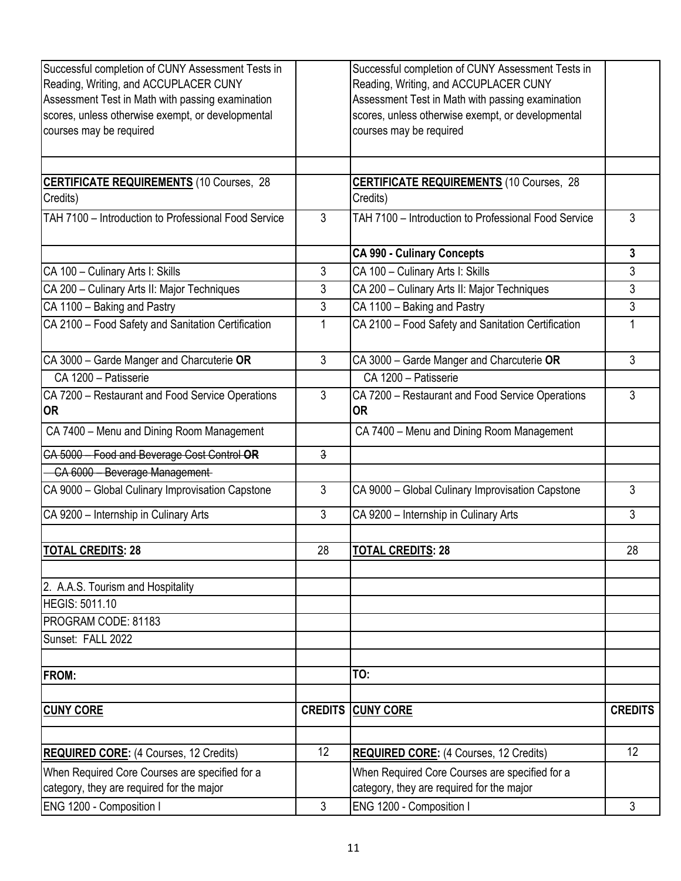| | | | |
|---|---|---|---|
| Successful completion of CUNY Assessment Tests in Reading, Writing, and ACCUPLACER CUNY Assessment Test in Math with passing examination scores, unless otherwise exempt, or developmental courses may be required | | Successful completion of CUNY Assessment Tests in Reading, Writing, and ACCUPLACER CUNY Assessment Test in Math with passing examination scores, unless otherwise exempt, or developmental courses may be required | |
| | | | |
| **CERTIFICATE REQUIREMENTS** (10 Courses, 28 Credits) | | **CERTIFICATE REQUIREMENTS** (10 Courses, 28 Credits) | |
| TAH 7100 – Introduction to Professional Food Service | 3 | TAH 7100 – Introduction to Professional Food Service | 3 |
| | | **CA 990 - Culinary Concepts** | **3** |
| CA 100 – Culinary Arts I: Skills | 3 | CA 100 – Culinary Arts I: Skills | 3 |
| CA 200 – Culinary Arts II: Major Techniques | 3 | CA 200 – Culinary Arts II: Major Techniques | 3 |
| CA 1100 – Baking and Pastry | 3 | CA 1100 – Baking and Pastry | 3 |
| CA 2100 – Food Safety and Sanitation Certification | 1 | CA 2100 – Food Safety and Sanitation Certification | 1 |
| CA 3000 – Garde Manger and Charcuterie **OR** | 3 | CA 3000 – Garde Manger and Charcuterie **OR** | 3 |
| CA 1200 – Patisserie | | CA 1200 – Patisserie | |
| CA 7200 – Restaurant and Food Service Operations **OR** | 3 | CA 7200 – Restaurant and Food Service Operations **OR** | 3 |
| CA 7400 – Menu and Dining Room Management | | CA 7400 – Menu and Dining Room Management | |
| ~~CA 5000 – Food and Beverage Cost Control **OR**~~ | ~~3~~ | | |
| ~~CA 6000 – Beverage Management~~ | | | |
| CA 9000 – Global Culinary Improvisation Capstone | 3 | CA 9000 – Global Culinary Improvisation Capstone | 3 |
| CA 9200 – Internship in Culinary Arts | 3 | CA 9200 – Internship in Culinary Arts | 3 |
| | | | |
| **TOTAL CREDITS: 28** | 28 | **TOTAL CREDITS: 28** | 28 |
| | | | |
| 2. A.A.S. Tourism and Hospitality | | | |
| HEGIS: 5011.10 | | | |
| PROGRAM CODE: 81183 | | | |
| Sunset: FALL 2022 | | | |
| | | | |
| **FROM:** | | **TO:** | |
| | | | |
| **CUNY CORE** | **CREDITS** | **CUNY CORE** | **CREDITS** |
| | | | |
| **REQUIRED CORE:** (4 Courses, 12 Credits) | 12 | **REQUIRED CORE:** (4 Courses, 12 Credits) | 12 |
| When Required Core Courses are specified for a category, they are required for the major | | When Required Core Courses are specified for a category, they are required for the major | |
| ENG 1200 - Composition I | 3 | ENG 1200 - Composition I | 3 |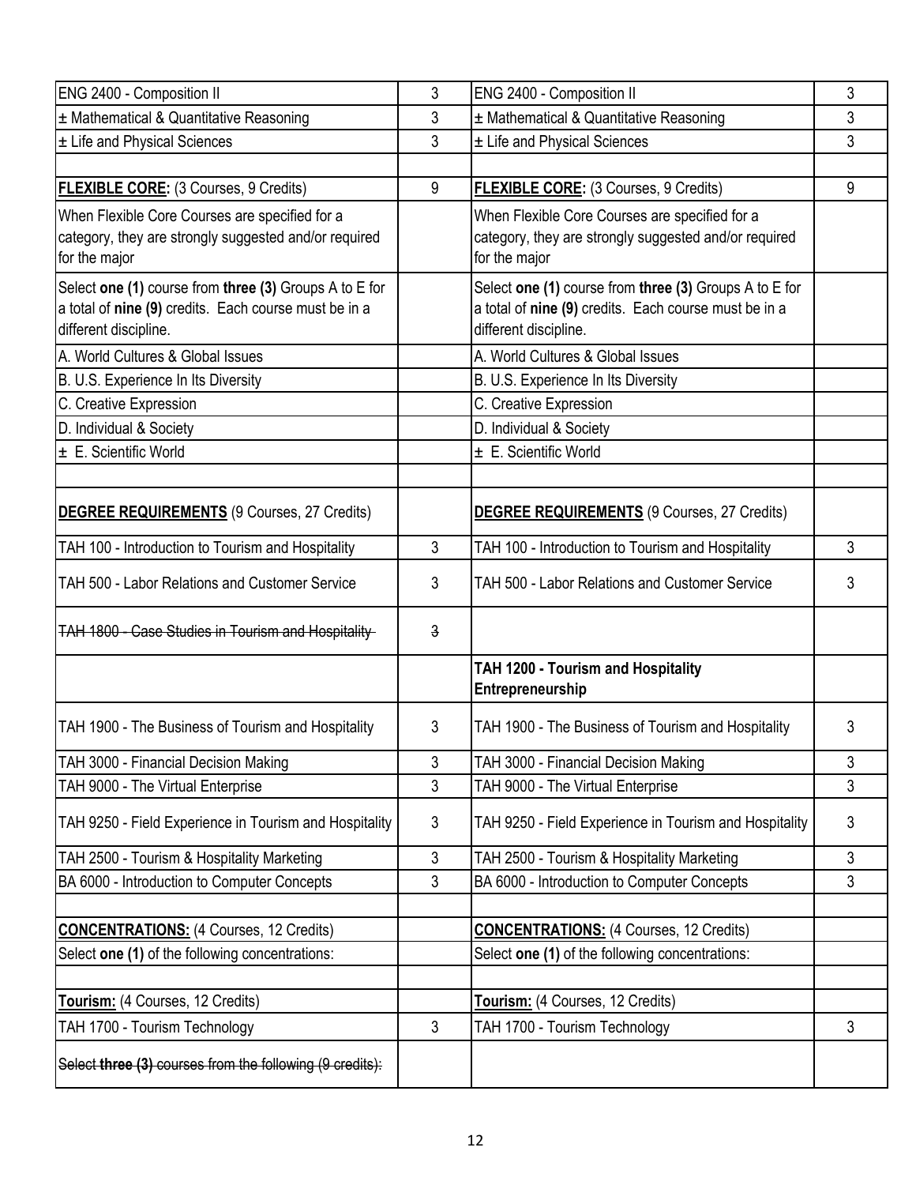| | | | |
|---|---|---|---|
| ENG 2400 - Composition II | 3 | ENG 2400 - Composition II | 3 |
| ± Mathematical & Quantitative Reasoning | 3 | ± Mathematical & Quantitative Reasoning | 3 |
| ± Life and Physical Sciences | 3 | ± Life and Physical Sciences | 3 |
| | | | |
| **FLEXIBLE CORE:** (3 Courses, 9 Credits) | 9 | **FLEXIBLE CORE:** (3 Courses, 9 Credits) | 9 |
| When Flexible Core Courses are specified for a category, they are strongly suggested and/or required for the major | | When Flexible Core Courses are specified for a category, they are strongly suggested and/or required for the major | |
| Select **one (1)** course from **three (3)** Groups A to E for a total of **nine (9)** credits. Each course must be in a different discipline. | | Select **one (1)** course from **three (3)** Groups A to E for a total of **nine (9)** credits. Each course must be in a different discipline. | |
| A. World Cultures & Global Issues | | A. World Cultures & Global Issues | |
| B. U.S. Experience In Its Diversity | | B. U.S. Experience In Its Diversity | |
| C. Creative Expression | | C. Creative Expression | |
| D. Individual & Society | | D. Individual & Society | |
| ± E. Scientific World | | ± E. Scientific World | |
| | | | |
| **DEGREE REQUIREMENTS** (9 Courses, 27 Credits) | | **DEGREE REQUIREMENTS** (9 Courses, 27 Credits) | |
| TAH 100 - Introduction to Tourism and Hospitality | 3 | TAH 100 - Introduction to Tourism and Hospitality | 3 |
| TAH 500 - Labor Relations and Customer Service | 3 | TAH 500 - Labor Relations and Customer Service | 3 |
| ~~TAH 1800 - Case Studies in Tourism and Hospitality~~ | ~~3~~ | | |
| | | **TAH 1200 - Tourism and Hospitality Entrepreneurship** | |
| TAH 1900 - The Business of Tourism and Hospitality | 3 | TAH 1900 - The Business of Tourism and Hospitality | 3 |
| TAH 3000 - Financial Decision Making | 3 | TAH 3000 - Financial Decision Making | 3 |
| TAH 9000 - The Virtual Enterprise | 3 | TAH 9000 - The Virtual Enterprise | 3 |
| TAH 9250 - Field Experience in Tourism and Hospitality | 3 | TAH 9250 - Field Experience in Tourism and Hospitality | 3 |
| TAH 2500 - Tourism & Hospitality Marketing | 3 | TAH 2500 - Tourism & Hospitality Marketing | 3 |
| BA 6000 - Introduction to Computer Concepts | 3 | BA 6000 - Introduction to Computer Concepts | 3 |
| | | | |
| **CONCENTRATIONS:** (4 Courses, 12 Credits) | | **CONCENTRATIONS:** (4 Courses, 12 Credits) | |
| Select **one (1)** of the following concentrations: | | Select **one (1)** of the following concentrations: | |
| | | | |
| **Tourism:** (4 Courses, 12 Credits) | | **Tourism:** (4 Courses, 12 Credits) | |
| TAH 1700 - Tourism Technology | 3 | TAH 1700 - Tourism Technology | 3 |
| ~~Select **three (3)** courses from the following (9 credits):~~ | | | |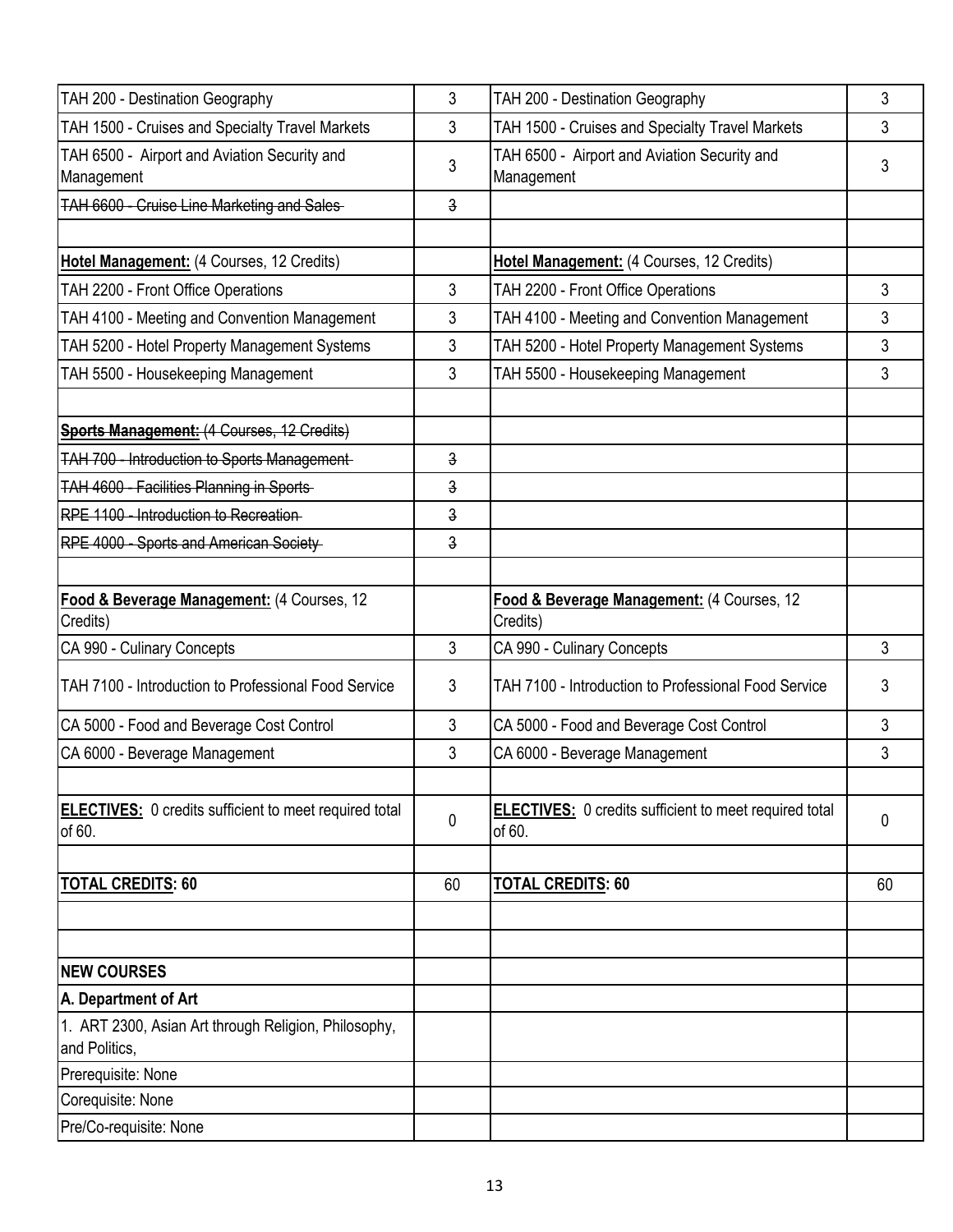| | | | |
|---|---|---|---|
| TAH 200 - Destination Geography | 3 | TAH 200 - Destination Geography | 3 |
| TAH 1500 - Cruises and Specialty Travel Markets | 3 | TAH 1500 - Cruises and Specialty Travel Markets | 3 |
| TAH 6500 - Airport and Aviation Security and Management | 3 | TAH 6500 - Airport and Aviation Security and Management | 3 |
| ~~TAH 6600 - Cruise Line Marketing and Sales~~ | ~~3~~ | | |
| | | | |
| **Hotel Management:** (4 Courses, 12 Credits) | | **Hotel Management:** (4 Courses, 12 Credits) | |
| TAH 2200 - Front Office Operations | 3 | TAH 2200 - Front Office Operations | 3 |
| TAH 4100 - Meeting and Convention Management | 3 | TAH 4100 - Meeting and Convention Management | 3 |
| TAH 5200 - Hotel Property Management Systems | 3 | TAH 5200 - Hotel Property Management Systems | 3 |
| TAH 5500 - Housekeeping Management | 3 | TAH 5500 - Housekeeping Management | 3 |
| | | | |
| ~~**Sports Management:** (4 Courses, 12 Credits)~~ | | | |
| ~~TAH 700 - Introduction to Sports Management~~ | ~~3~~ | | |
| ~~TAH 4600 - Facilities Planning in Sports~~ | ~~3~~ | | |
| ~~RPE 1100 - Introduction to Recreation~~ | ~~3~~ | | |
| ~~RPE 4000 - Sports and American Society~~ | ~~3~~ | | |
| | | | |
| **Food & Beverage Management:** (4 Courses, 12 Credits) | | **Food & Beverage Management:** (4 Courses, 12 Credits) | |
| CA 990 - Culinary Concepts | 3 | CA 990 - Culinary Concepts | 3 |
| TAH 7100 - Introduction to Professional Food Service | 3 | TAH 7100 - Introduction to Professional Food Service | 3 |
| CA 5000 - Food and Beverage Cost Control | 3 | CA 5000 - Food and Beverage Cost Control | 3 |
| CA 6000 - Beverage Management | 3 | CA 6000 - Beverage Management | 3 |
| | | | |
| **ELECTIVES:** 0 credits sufficient to meet required total of 60. | 0 | **ELECTIVES:** 0 credits sufficient to meet required total of 60. | 0 |
| | | | |
| **TOTAL CREDITS: 60** | 60 | **TOTAL CREDITS: 60** | 60 |
| | | | |
| | | | |
| **NEW COURSES** | | | |
| **A. Department of Art** | | | |
| 1. ART 2300, Asian Art through Religion, Philosophy, and Politics, | | | |
| Prerequisite: None | | | |
| Corequisite: None | | | |
| Pre/Co-requisite: None | | | |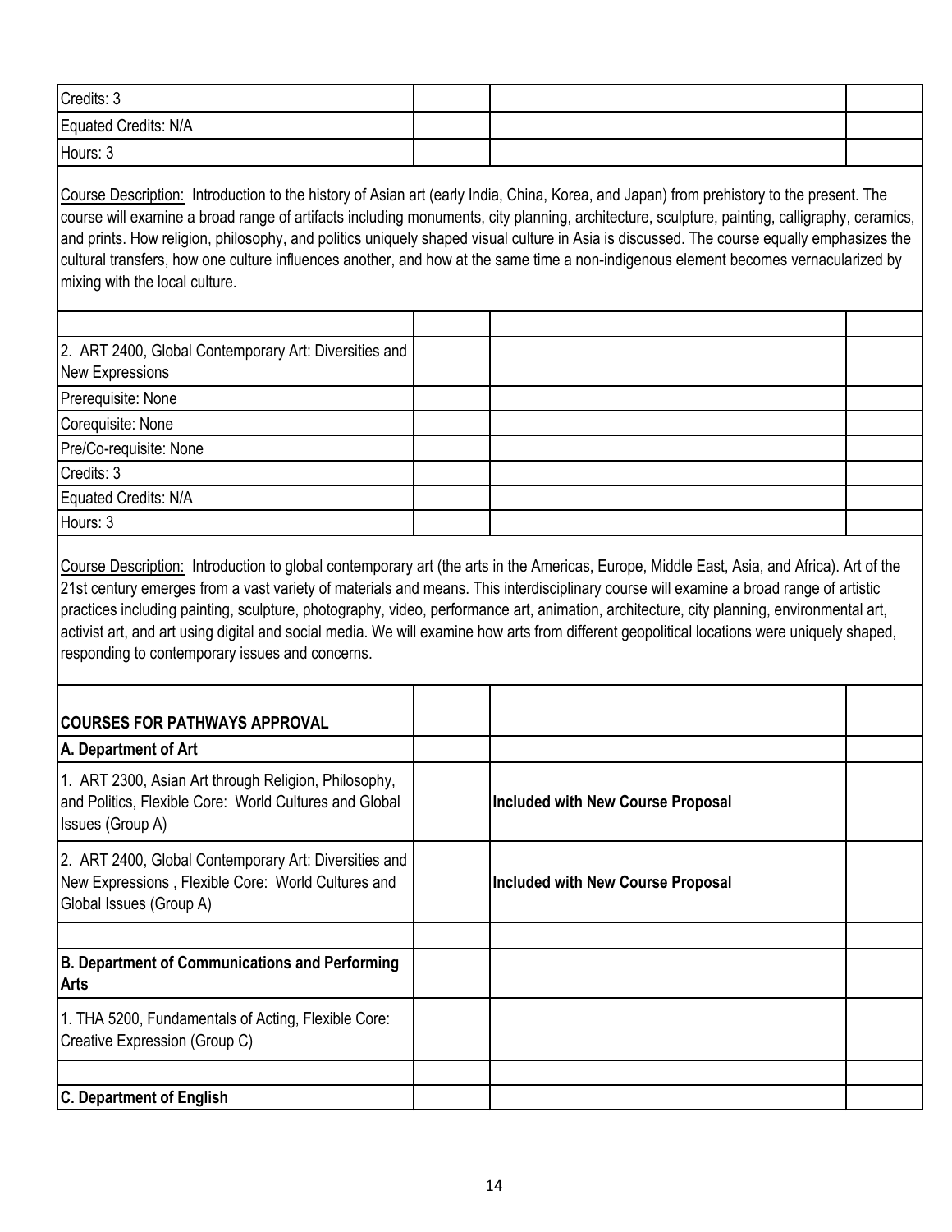| | | | |
|---|---|---|---|
| Credits: 3 | | | |
| Equated Credits: N/A | | | |
| Hours: 3 | | | |

Course Description: Introduction to the history of Asian art (early India, China, Korea, and Japan) from prehistory to the present. The course will examine a broad range of artifacts including monuments, city planning, architecture, sculpture, painting, calligraphy, ceramics, and prints. How religion, philosophy, and politics uniquely shaped visual culture in Asia is discussed. The course equally emphasizes the cultural transfers, how one culture influences another, and how at the same time a non-indigenous element becomes vernacularized by mixing with the local culture.

| | | | |
|---|---|---|---|
| 2. ART 2400, Global Contemporary Art: Diversities and New Expressions | | | |
| Prerequisite: None | | | |
| Corequisite: None | | | |
| Pre/Co-requisite: None | | | |
| Credits: 3 | | | |
| Equated Credits: N/A | | | |
| Hours: 3 | | | |

Course Description: Introduction to global contemporary art (the arts in the Americas, Europe, Middle East, Asia, and Africa). Art of the 21st century emerges from a vast variety of materials and means. This interdisciplinary course will examine a broad range of artistic practices including painting, sculpture, photography, video, performance art, animation, architecture, city planning, environmental art, activist art, and art using digital and social media. We will examine how arts from different geopolitical locations were uniquely shaped, responding to contemporary issues and concerns.

| | | | |
|---|---|---|---|
| **COURSES FOR PATHWAYS APPROVAL** | | | |
| **A. Department of Art** | | | |
| 1. ART 2300, Asian Art through Religion, Philosophy, and Politics, Flexible Core: World Cultures and Global Issues (Group A) | | **Included with New Course Proposal** | |
| 2. ART 2400, Global Contemporary Art: Diversities and New Expressions , Flexible Core: World Cultures and Global Issues (Group A) | | **Included with New Course Proposal** | |
| | | | |
| **B. Department of Communications and Performing Arts** | | | |
| 1. THA 5200, Fundamentals of Acting, Flexible Core: Creative Expression (Group C) | | | |
| | | | |
| **C. Department of English** | | | |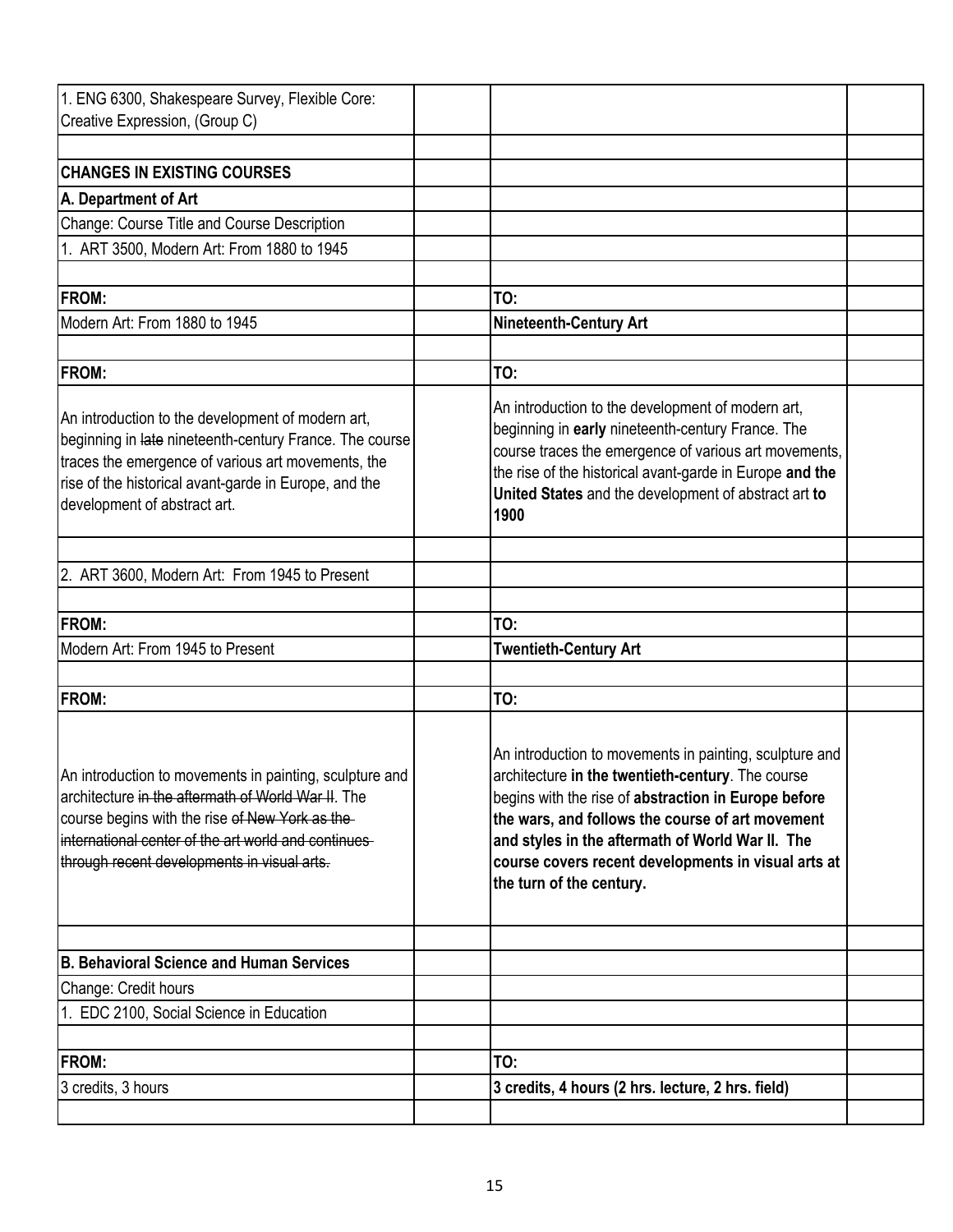| | | | |
|---|---|---|---|
| 1. ENG 6300, Shakespeare Survey, Flexible Core: Creative Expression, (Group C) | | | |
| | | | |
| **CHANGES IN EXISTING COURSES** | | | |
| **A. Department of Art** | | | |
| Change: Course Title and Course Description | | | |
| 1. ART 3500, Modern Art: From 1880 to 1945 | | | |
| | | | |
| **FROM:** | | **TO:** | |
| Modern Art: From 1880 to 1945 | | **Nineteenth-Century Art** | |
| | | | |
| **FROM:** | | **TO:** | |
| An introduction to the development of modern art, beginning in ~~late~~ nineteenth-century France. The course traces the emergence of various art movements, the rise of the historical avant-garde in Europe, and the development of abstract art. | | An introduction to the development of modern art, beginning in **early** nineteenth-century France. The course traces the emergence of various art movements, the rise of the historical avant-garde in Europe **and the United States** and the development of abstract art **to 1900** | |
| | | | |
| 2. ART 3600, Modern Art: From 1945 to Present | | | |
| | | | |
| **FROM:** | | **TO:** | |
| Modern Art: From 1945 to Present | | **Twentieth-Century Art** | |
| | | | |
| **FROM:** | | **TO:** | |
| An introduction to movements in painting, sculpture and architecture ~~in the aftermath of World War II~~. The course begins with the rise ~~of New York as the international center of the art world and continues through recent developments in visual arts.~~ | | An introduction to movements in painting, sculpture and architecture **in the twentieth-century**. The course begins with the rise of **abstraction in Europe before the wars, and follows the course of art movement and styles in the aftermath of World War II. The course covers recent developments in visual arts at the turn of the century.** | |
| | | | |
| **B. Behavioral Science and Human Services** | | | |
| Change: Credit hours | | | |
| 1. EDC 2100, Social Science in Education | | | |
| | | | |
| **FROM:** | | **TO:** | |
| 3 credits, 3 hours | | **3 credits, 4 hours (2 hrs. lecture, 2 hrs. field)** | |
| | | | |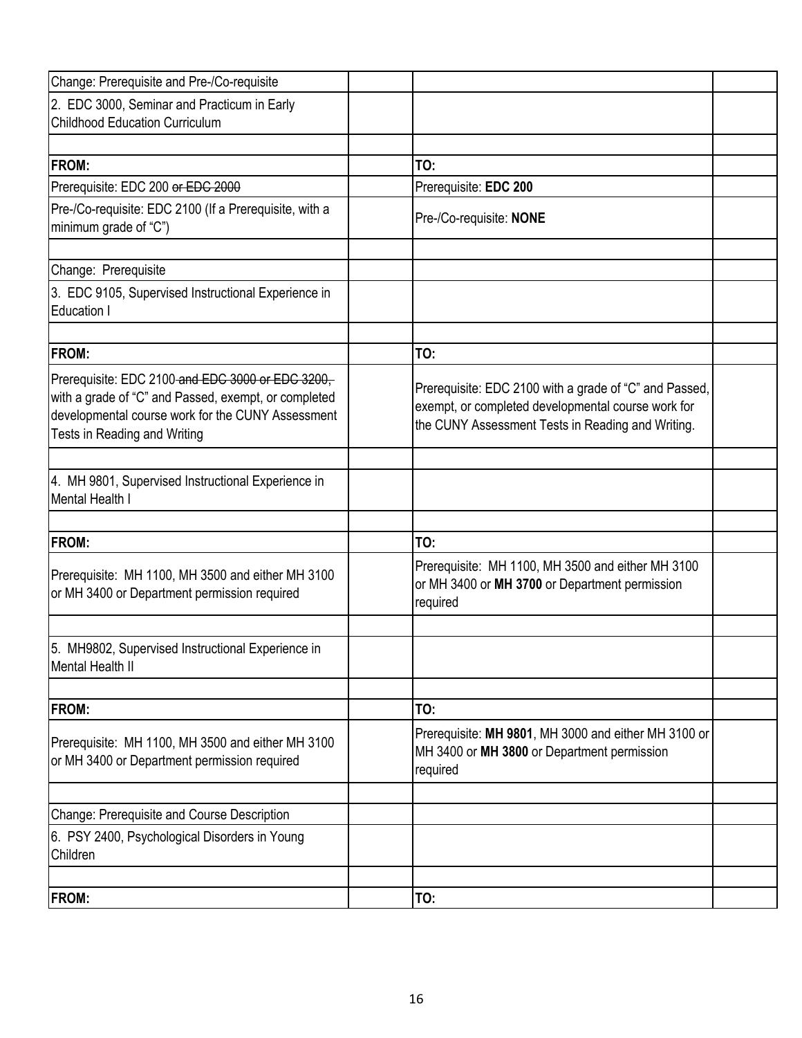| Change: Prerequisite and Pre-/Co-requisite | | | |
|---|---|---|---|
| 2. EDC 3000, Seminar and Practicum in Early Childhood Education Curriculum | | | |
| | | | |
| **FROM:** | | **TO:** | |
| Prerequisite: EDC 200 ~~or EDC 2000~~ | | Prerequisite: **EDC 200** | |
| Pre-/Co-requisite: EDC 2100 (If a Prerequisite, with a minimum grade of "C") | | Pre-/Co-requisite: **NONE** | |
| | | | |
| Change: Prerequisite | | | |
| 3. EDC 9105, Supervised Instructional Experience in Education I | | | |
| | | | |
| **FROM:** | | **TO:** | |
| Prerequisite: EDC 2100 ~~and EDC 3000 or EDC 3200,~~ with a grade of "C" and Passed, exempt, or completed developmental course work for the CUNY Assessment Tests in Reading and Writing | | Prerequisite: EDC 2100 with a grade of "C" and Passed, exempt, or completed developmental course work for the CUNY Assessment Tests in Reading and Writing. | |
| | | | |
| 4. MH 9801, Supervised Instructional Experience in Mental Health I | | | |
| | | | |
| **FROM:** | | **TO:** | |
| Prerequisite: MH 1100, MH 3500 and either MH 3100 or MH 3400 or Department permission required | | Prerequisite: MH 1100, MH 3500 and either MH 3100 or MH 3400 or **MH 3700** or Department permission required | |
| | | | |
| 5. MH9802, Supervised Instructional Experience in Mental Health II | | | |
| | | | |
| **FROM:** | | **TO:** | |
| Prerequisite: MH 1100, MH 3500 and either MH 3100 or MH 3400 or Department permission required | | Prerequisite: **MH 9801**, MH 3000 and either MH 3100 or MH 3400 or **MH 3800** or Department permission required | |
| | | | |
| Change: Prerequisite and Course Description | | | |
| 6. PSY 2400, Psychological Disorders in Young Children | | | |
| | | | |
| **FROM:** | | **TO:** | |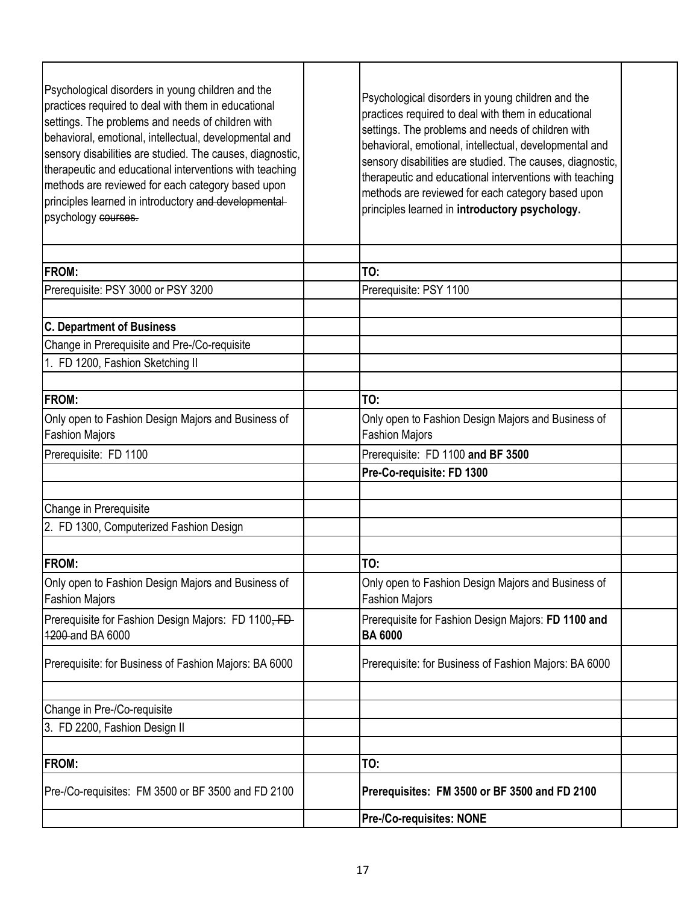| | | | |
|---|---|---|---|
| Psychological disorders in young children and the practices required to deal with them in educational settings. The problems and needs of children with behavioral, emotional, intellectual, developmental and sensory disabilities are studied. The causes, diagnostic, therapeutic and educational interventions with teaching methods are reviewed for each category based upon principles learned in introductory ~~and developmental~~ psychology ~~courses.~~ | | Psychological disorders in young children and the practices required to deal with them in educational settings. The problems and needs of children with behavioral, emotional, intellectual, developmental and sensory disabilities are studied. The causes, diagnostic, therapeutic and educational interventions with teaching methods are reviewed for each category based upon principles learned in **introductory psychology.** | |
| | | | |
| **FROM:** | | **TO:** | |
| Prerequisite: PSY 3000 or PSY 3200 | | Prerequisite: PSY 1100 | |
| | | | |
| **C. Department of Business** | | | |
| Change in Prerequisite and Pre-/Co-requisite | | | |
| 1. FD 1200, Fashion Sketching II | | | |
| | | | |
| **FROM:** | | **TO:** | |
| Only open to Fashion Design Majors and Business of Fashion Majors | | Only open to Fashion Design Majors and Business of Fashion Majors | |
| Prerequisite: FD 1100 | | Prerequisite: FD 1100 **and BF 3500** | |
| | | **Pre-Co-requisite: FD 1300** | |
| | | | |
| Change in Prerequisite | | | |
| 2. FD 1300, Computerized Fashion Design | | | |
| | | | |
| **FROM:** | | **TO:** | |
| Only open to Fashion Design Majors and Business of Fashion Majors | | Only open to Fashion Design Majors and Business of Fashion Majors | |
| Prerequisite for Fashion Design Majors: FD 1100~~, FD 1200~~ and BA 6000 | | Prerequisite for Fashion Design Majors: **FD 1100 and BA 6000** | |
| Prerequisite: for Business of Fashion Majors: BA 6000 | | Prerequisite: for Business of Fashion Majors: BA 6000 | |
| | | | |
| Change in Pre-/Co-requisite | | | |
| 3. FD 2200, Fashion Design II | | | |
| | | | |
| **FROM:** | | **TO:** | |
| Pre-/Co-requisites: FM 3500 or BF 3500 and FD 2100 | | **Prerequisites: FM 3500 or BF 3500 and FD 2100** | |
| | | **Pre-/Co-requisites: NONE** | |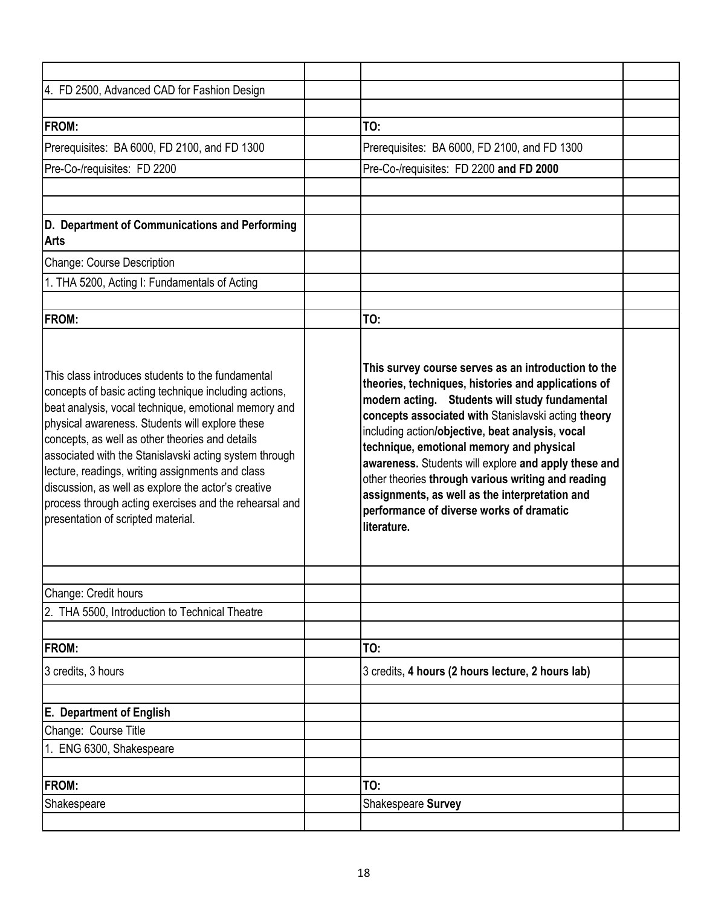| | | | |
|---|---|---|---|
| 4. FD 2500, Advanced CAD for Fashion Design | | | |
| | | | |
| **FROM:** | | **TO:** | |
| Prerequisites: BA 6000, FD 2100, and FD 1300 | | Prerequisites: BA 6000, FD 2100, and FD 1300 | |
| Pre-Co-/requisites: FD 2200 | | Pre-Co-/requisites: FD 2200 **and FD 2000** | |
| | | | |
| | | | |
| **D. Department of Communications and Performing Arts** | | | |
| Change: Course Description | | | |
| 1. THA 5200, Acting I: Fundamentals of Acting | | | |
| | | | |
| **FROM:** | | **TO:** | |
| This class introduces students to the fundamental concepts of basic acting technique including actions, beat analysis, vocal technique, emotional memory and physical awareness. Students will explore these concepts, as well as other theories and details associated with the Stanislavski acting system through lecture, readings, writing assignments and class discussion, as well as explore the actor's creative process through acting exercises and the rehearsal and presentation of scripted material. | | **This survey course serves as an introduction to the theories, techniques, histories and applications of modern acting. Students will study fundamental concepts associated with** Stanislavski acting **theory** including action**/objective, beat analysis, vocal technique, emotional memory and physical awareness.** Students will explore **and apply these and** other theories **through various writing and reading assignments, as well as the interpretation and performance of diverse works of dramatic literature.** | |
| | | | |
| Change: Credit hours | | | |
| 2. THA 5500, Introduction to Technical Theatre | | | |
| | | | |
| **FROM:** | | **TO:** | |
| 3 credits, 3 hours | | 3 credits**, 4 hours (2 hours lecture, 2 hours lab)** | |
| | | | |
| **E. Department of English** | | | |
| Change: Course Title | | | |
| 1. ENG 6300, Shakespeare | | | |
| | | | |
| **FROM:** | | **TO:** | |
| Shakespeare | | Shakespeare **Survey** | |
| | | | |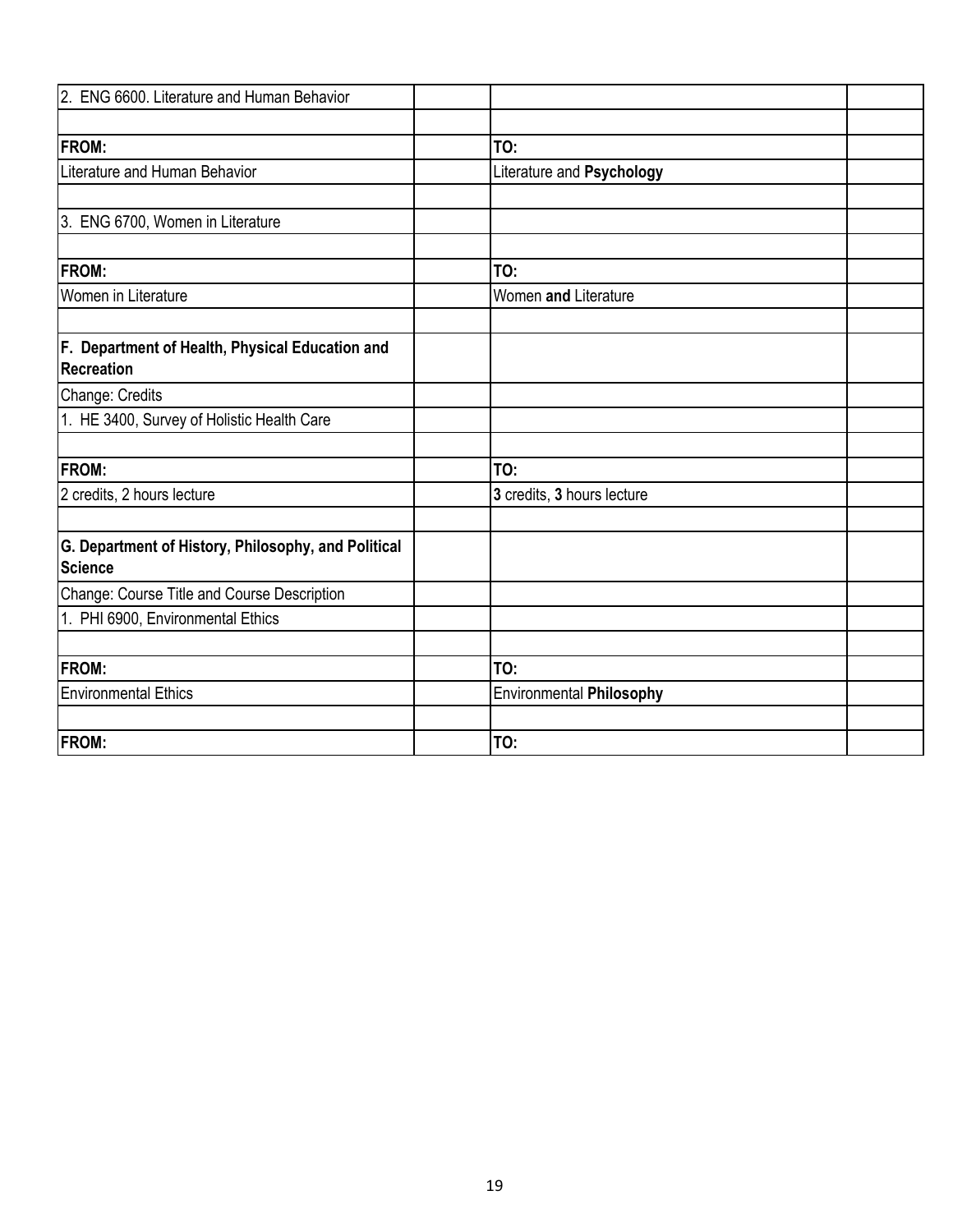| 2. ENG 6600. Literature and Human Behavior | | | |
|---|---|---|---|
| | | | |
| **FROM:** | | **TO:** | |
| Literature and Human Behavior | | Literature and **Psychology** | |
| | | | |
| 3. ENG 6700, Women in Literature | | | |
| | | | |
| **FROM:** | | **TO:** | |
| Women in Literature | | Women **and** Literature | |
| | | | |
| **F. Department of Health, Physical Education and Recreation** | | | |
| Change: Credits | | | |
| 1. HE 3400, Survey of Holistic Health Care | | | |
| | | | |
| **FROM:** | | **TO:** | |
| 2 credits, 2 hours lecture | | **3** credits, **3** hours lecture | |
| | | | |
| **G. Department of History, Philosophy, and Political Science** | | | |
| Change: Course Title and Course Description | | | |
| 1. PHI 6900, Environmental Ethics | | | |
| | | | |
| **FROM:** | | **TO:** | |
| Environmental Ethics | | Environmental **Philosophy** | |
| | | | |
| **FROM:** | | **TO:** | |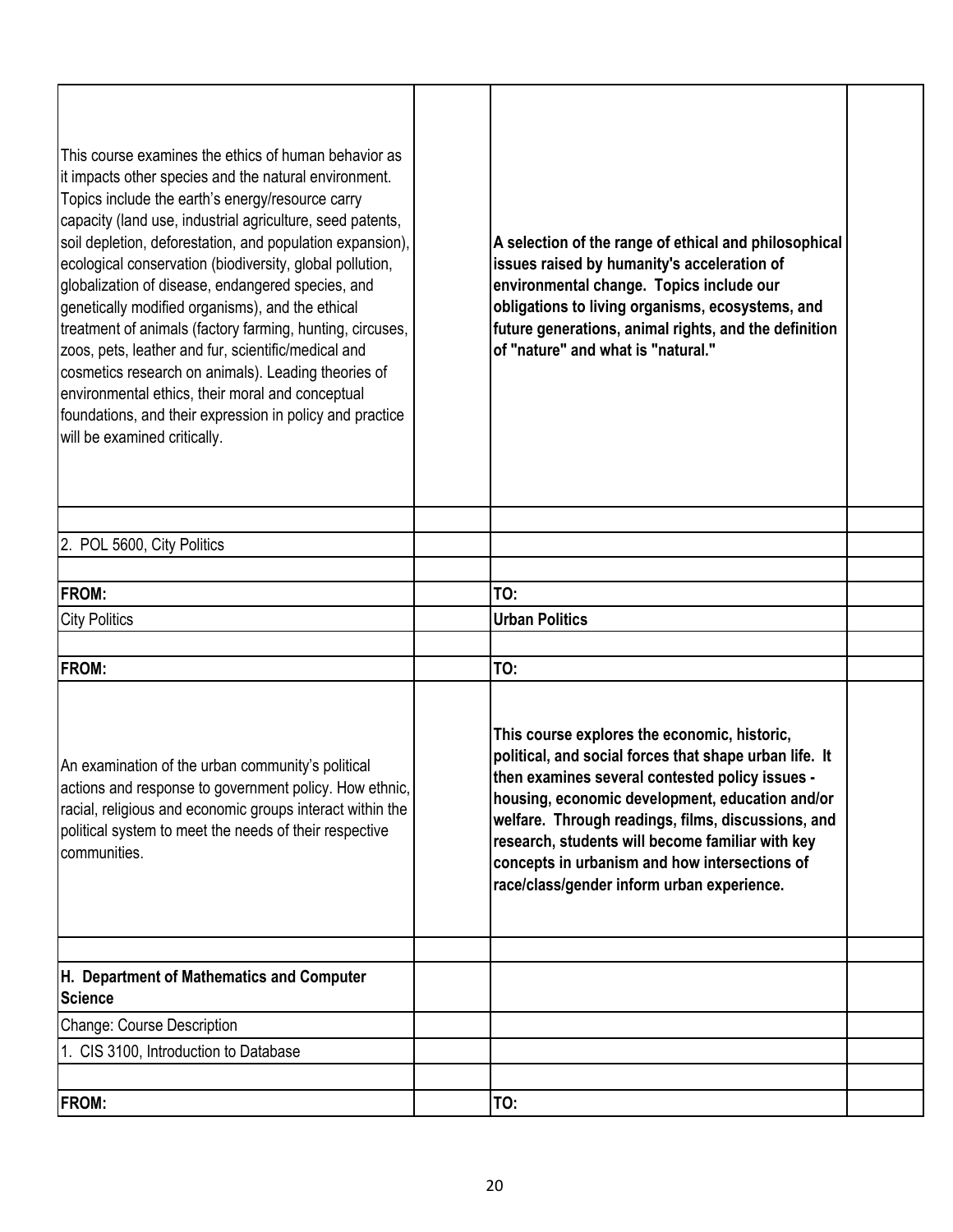| | | | |
|---|---|---|---|
| This course examines the ethics of human behavior as it impacts other species and the natural environment. Topics include the earth's energy/resource carry capacity (land use, industrial agriculture, seed patents, soil depletion, deforestation, and population expansion), ecological conservation (biodiversity, global pollution, globalization of disease, endangered species, and genetically modified organisms), and the ethical treatment of animals (factory farming, hunting, circuses, zoos, pets, leather and fur, scientific/medical and cosmetics research on animals). Leading theories of environmental ethics, their moral and conceptual foundations, and their expression in policy and practice will be examined critically. | | **A selection of the range of ethical and philosophical issues raised by humanity's acceleration of environmental change. Topics include our obligations to living organisms, ecosystems, and future generations, animal rights, and the definition of "nature" and what is "natural."** | |
| | | | |
| 2. POL 5600, City Politics | | | |
| | | | |
| **FROM:** | | **TO:** | |
| City Politics | | **Urban Politics** | |
| | | | |
| **FROM:** | | **TO:** | |
| An examination of the urban community's political actions and response to government policy. How ethnic, racial, religious and economic groups interact within the political system to meet the needs of their respective communities. | | **This course explores the economic, historic, political, and social forces that shape urban life. It then examines several contested policy issues - housing, economic development, education and/or welfare. Through readings, films, discussions, and research, students will become familiar with key concepts in urbanism and how intersections of race/class/gender inform urban experience.** | |
| | | | |
| **H. Department of Mathematics and Computer Science** | | | |
| Change: Course Description | | | |
| 1. CIS 3100, Introduction to Database | | | |
| | | | |
| **FROM:** | | **TO:** | |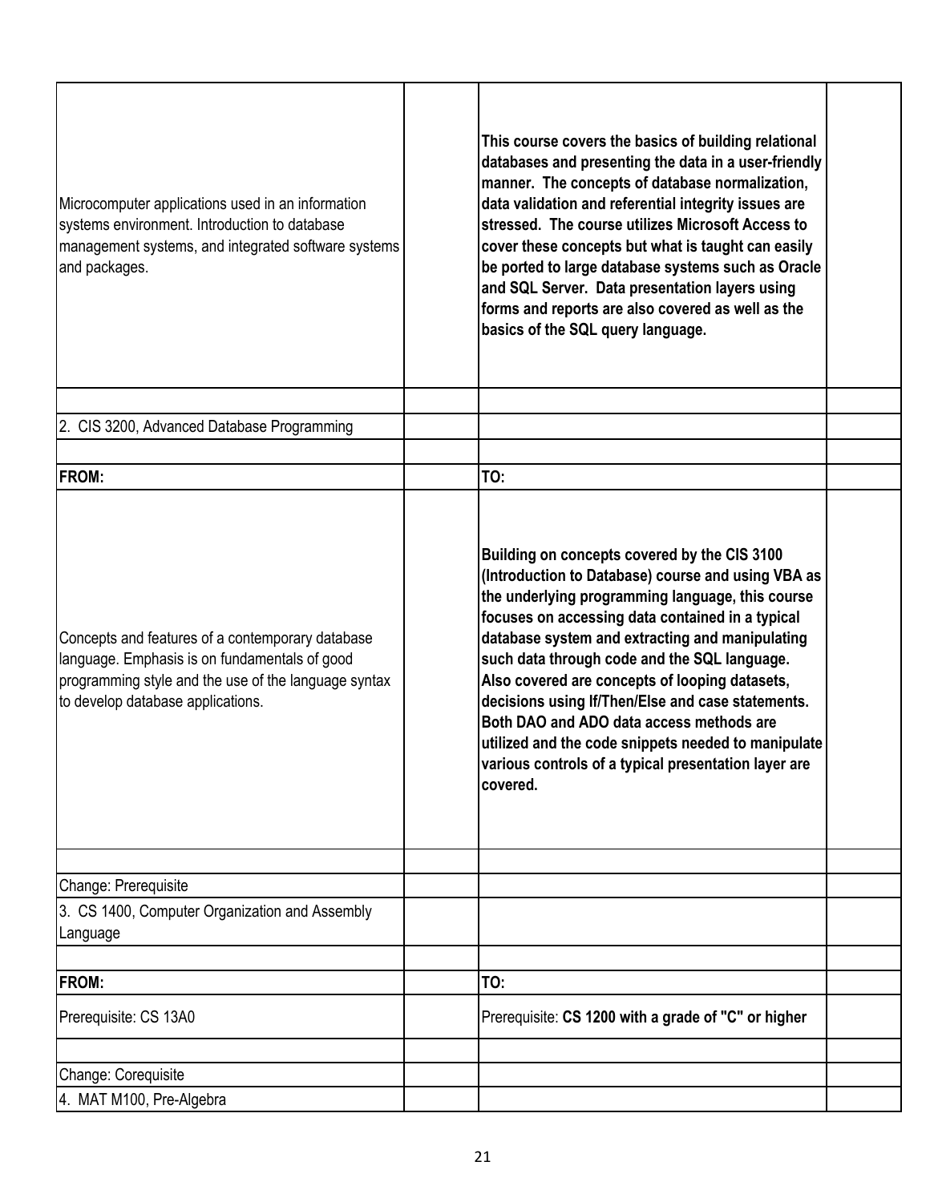| | | | |
|---|---|---|---|
| Microcomputer applications used in an information systems environment. Introduction to database management systems, and integrated software systems and packages. | | **This course covers the basics of building relational databases and presenting the data in a user-friendly manner.  The concepts of database normalization, data validation and referential integrity issues are stressed.  The course utilizes Microsoft Access to cover these concepts but what is taught can easily be ported to large database systems such as Oracle and SQL Server.  Data presentation layers using forms and reports are also covered as well as the basics of the SQL query language.** | |
| | | | |
| 2.  CIS 3200, Advanced Database Programming | | | |
| | | | |
| **FROM:** | | **TO:** | |
| Concepts and features of a contemporary database language. Emphasis is on fundamentals of good programming style and the use of the language syntax to develop database applications. | | **Building on concepts covered by the CIS 3100 (Introduction to Database) course and using VBA as the underlying programming language, this course focuses on accessing data contained in a typical database system and extracting and manipulating such data through code and the SQL language. Also covered are concepts of looping datasets, decisions using If/Then/Else and case statements. Both DAO and ADO data access methods are utilized and the code snippets needed to manipulate various controls of a typical presentation layer are covered.** | |
| | | | |
| Change: Prerequisite | | | |
| 3.  CS 1400, Computer Organization and Assembly Language | | | |
| | | | |
| **FROM:** | | **TO:** | |
| Prerequisite: CS 13A0 | | Prerequisite: **CS 1200 with a grade of "C" or higher** | |
| | | | |
| Change: Corequisite | | | |
| 4.  MAT M100, Pre-Algebra | | | |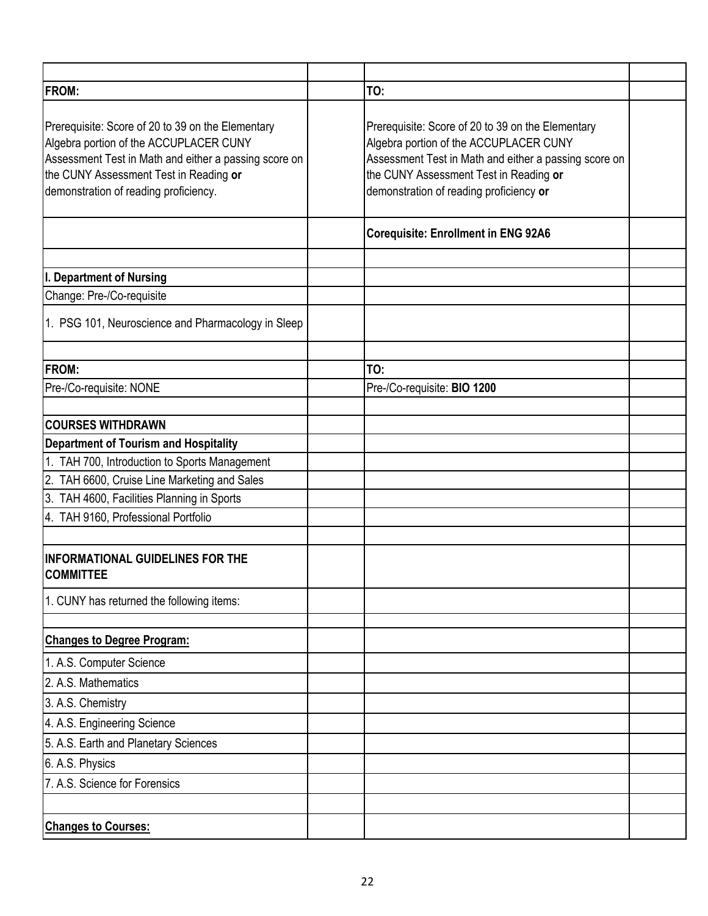| | | | |
|---|---|---|---|
| **FROM:** | | **TO:** | |
| Prerequisite: Score of 20 to 39 on the Elementary Algebra portion of the ACCUPLACER CUNY Assessment Test in Math and either a passing score on the CUNY Assessment Test in Reading **or** demonstration of reading proficiency. | | Prerequisite: Score of 20 to 39 on the Elementary Algebra portion of the ACCUPLACER CUNY Assessment Test in Math and either a passing score on the CUNY Assessment Test in Reading **or** demonstration of reading proficiency **or** | |
| | | **Corequisite: Enrollment in ENG 92A6** | |
| | | | |
| **I. Department of Nursing** | | | |
| Change: Pre-/Co-requisite | | | |
| 1. PSG 101, Neuroscience and Pharmacology in Sleep | | | |
| | | | |
| **FROM:** | | **TO:** | |
| Pre-/Co-requisite: NONE | | Pre-/Co-requisite: **BIO 1200** | |
| | | | |
| **COURSES WITHDRAWN** | | | |
| **Department of Tourism and Hospitality** | | | |
| 1. TAH 700, Introduction to Sports Management | | | |
| 2. TAH 6600, Cruise Line Marketing and Sales | | | |
| 3. TAH 4600, Facilities Planning in Sports | | | |
| 4. TAH 9160, Professional Portfolio | | | |
| | | | |
| **INFORMATIONAL GUIDELINES FOR THE COMMITTEE** | | | |
| 1. CUNY has returned the following items: | | | |
| | | | |
| **Changes to Degree Program:** | | | |
| 1. A.S. Computer Science | | | |
| 2. A.S. Mathematics | | | |
| 3. A.S. Chemistry | | | |
| 4. A.S. Engineering Science | | | |
| 5. A.S. Earth and Planetary Sciences | | | |
| 6. A.S. Physics | | | |
| 7. A.S. Science for Forensics | | | |
| | | | |
| **Changes to Courses:** | | | |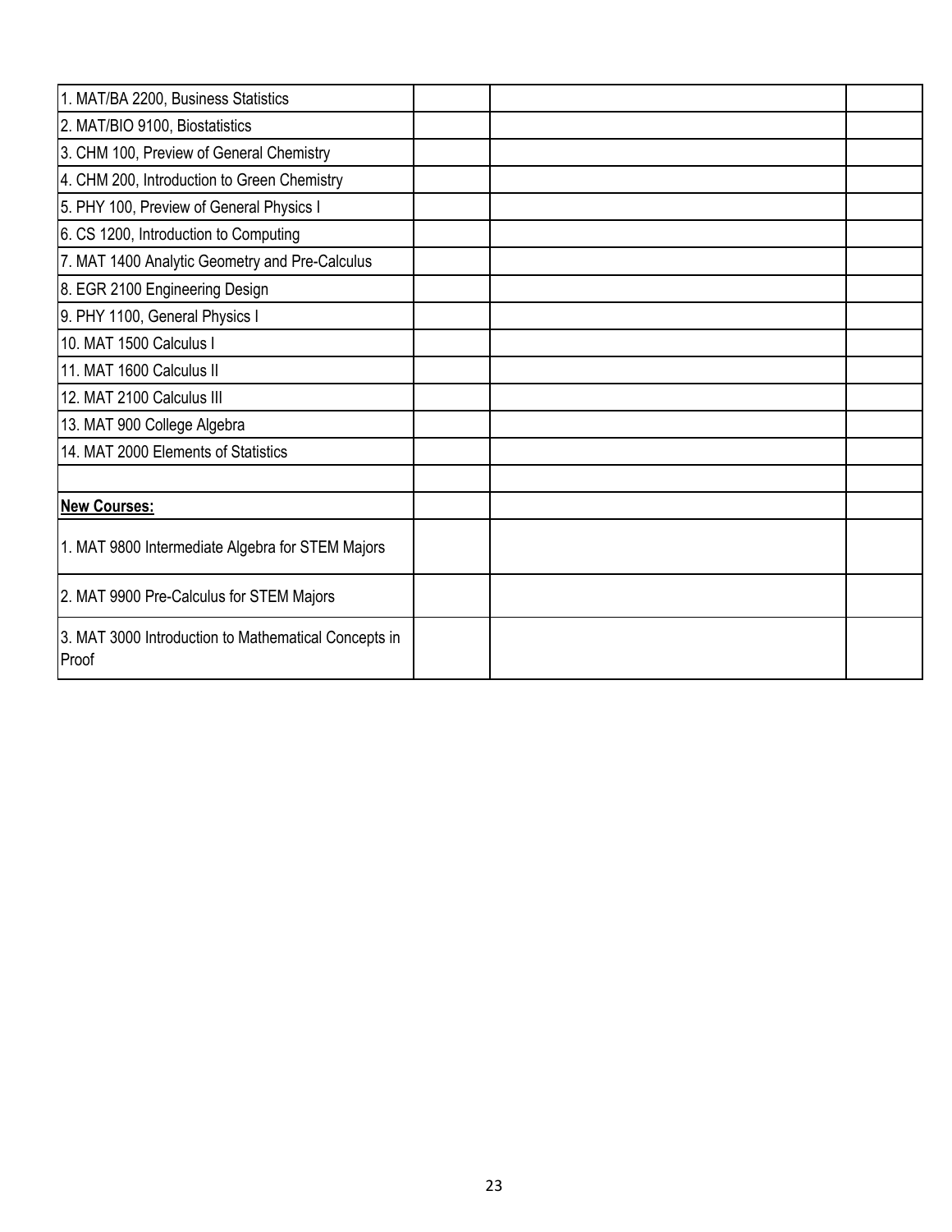| | | | |
|---|---|---|---|
| 1. MAT/BA 2200, Business Statistics | | | |
| 2. MAT/BIO 9100, Biostatistics | | | |
| 3. CHM 100, Preview of General Chemistry | | | |
| 4. CHM 200, Introduction to Green Chemistry | | | |
| 5. PHY 100, Preview of General Physics I | | | |
| 6. CS 1200, Introduction to Computing | | | |
| 7. MAT 1400 Analytic Geometry and Pre-Calculus | | | |
| 8. EGR 2100 Engineering Design | | | |
| 9. PHY 1100, General Physics I | | | |
| 10. MAT 1500 Calculus I | | | |
| 11. MAT 1600 Calculus II | | | |
| 12. MAT 2100 Calculus III | | | |
| 13. MAT 900 College Algebra | | | |
| 14. MAT 2000 Elements of Statistics | | | |
| | | | |
| **New Courses:** | | | |
| 1. MAT 9800 Intermediate Algebra for STEM Majors | | | |
| 2. MAT 9900 Pre-Calculus for STEM Majors | | | |
| 3. MAT 3000 Introduction to Mathematical Concepts in Proof | | | |